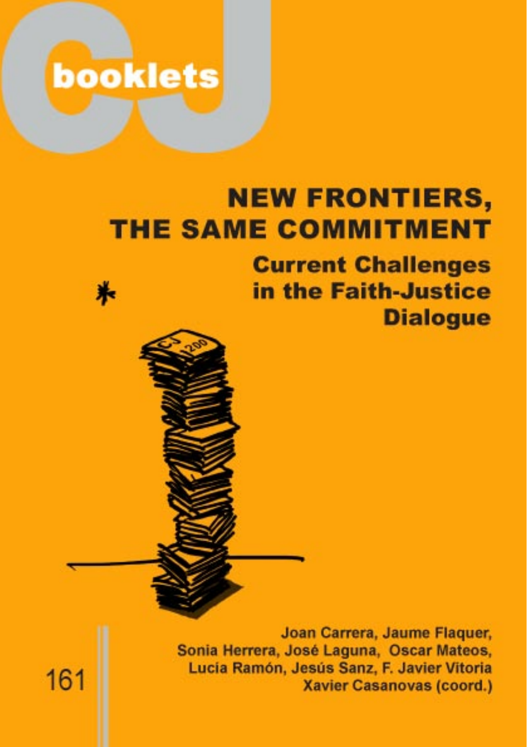CJ booklets

# NEW FRONTIERS, THE SAME COMMITMENT

## Current Challenges in the Faith-Justice Dialogue

Joan Carrera, Jaume Flaquer, Sonia Herrera, José Laguna, Oscar Mateos, Lucía Ramón, Jesús Sanz, F. Javier Vitoria
Xavier Casanovas (coord.)

161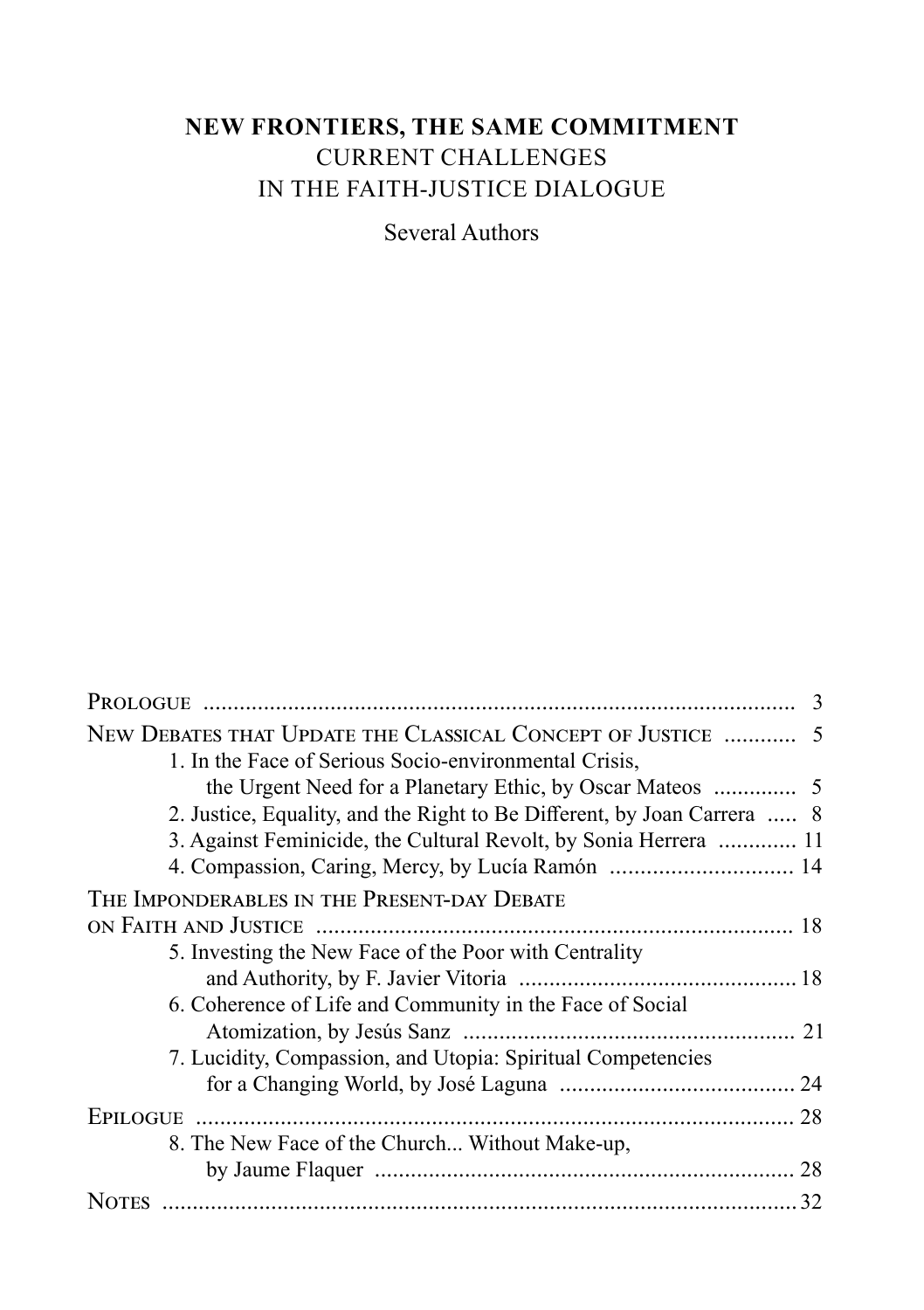# NEW FRONTIERS, THE SAME COMMITMENT
## CURRENT CHALLENGES IN THE FAITH-JUSTICE DIALOGUE

Several Authors

| | |
|---|---|
| PROLOGUE | 3 |
| NEW DEBATES THAT UPDATE THE CLASSICAL CONCEPT OF JUSTICE | 5 |
| 1. In the Face of Serious Socio-environmental Crisis, the Urgent Need for a Planetary Ethic, by Oscar Mateos | 5 |
| 2. Justice, Equality, and the Right to Be Different, by Joan Carrera | 8 |
| 3. Against Feminicide, the Cultural Revolt, by Sonia Herrera | 11 |
| 4. Compassion, Caring, Mercy, by Lucía Ramón | 14 |
| THE IMPONDERABLES IN THE PRESENT-DAY DEBATE ON FAITH AND JUSTICE | 18 |
| 5. Investing the New Face of the Poor with Centrality and Authority, by F. Javier Vitoria | 18 |
| 6. Coherence of Life and Community in the Face of Social Atomization, by Jesús Sanz | 21 |
| 7. Lucidity, Compassion, and Utopia: Spiritual Competencies for a Changing World, by José Laguna | 24 |
| EPILOGUE | 28 |
| 8. The New Face of the Church... Without Make-up, by Jaume Flaquer | 28 |
| NOTES | 32 |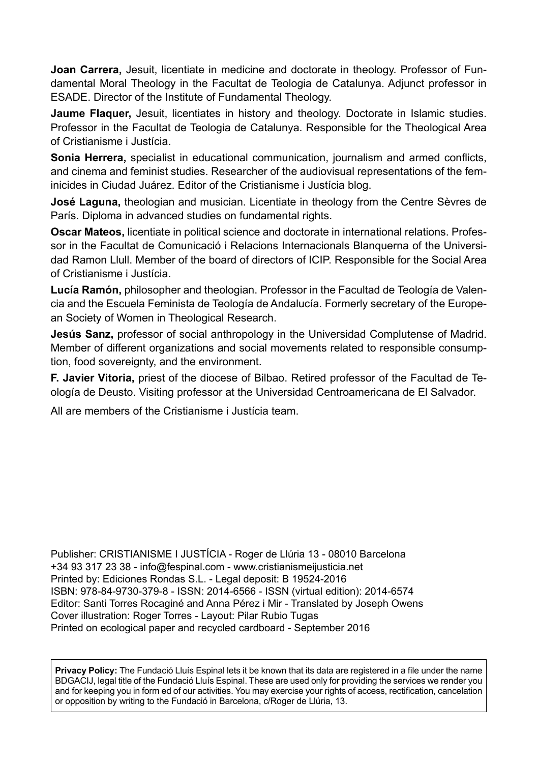**Joan Carrera,** Jesuit, licentiate in medicine and doctorate in theology. Professor of Fundamental Moral Theology in the Facultat de Teologia de Catalunya. Adjunct professor in ESADE. Director of the Institute of Fundamental Theology.

**Jaume Flaquer,** Jesuit, licentiates in history and theology. Doctorate in Islamic studies. Professor in the Facultat de Teologia de Catalunya. Responsible for the Theological Area of Cristianisme i Justícia.

**Sonia Herrera,** specialist in educational communication, journalism and armed conflicts, and cinema and feminist studies. Researcher of the audiovisual representations of the feminicides in Ciudad Juárez. Editor of the Cristianisme i Justícia blog.

**José Laguna,** theologian and musician. Licentiate in theology from the Centre Sèvres de París. Diploma in advanced studies on fundamental rights.

**Oscar Mateos,** licentiate in political science and doctorate in international relations. Professor in the Facultat de Comunicació i Relacions Internacionals Blanquerna of the Universidad Ramon Llull. Member of the board of directors of ICIP. Responsible for the Social Area of Cristianisme i Justícia.

**Lucía Ramón,** philosopher and theologian. Professor in the Facultad de Teología de Valencia and the Escuela Feminista de Teología de Andalucía. Formerly secretary of the European Society of Women in Theological Research.

**Jesús Sanz,** professor of social anthropology in the Universidad Complutense of Madrid. Member of different organizations and social movements related to responsible consumption, food sovereignty, and the environment.

**F. Javier Vitoria,** priest of the diocese of Bilbao. Retired professor of the Facultad de Teología de Deusto. Visiting professor at the Universidad Centroamericana de El Salvador.

All are members of the Cristianisme i Justícia team.

Publisher: CRISTIANISME I JUSTÍCIA - Roger de Llúria 13 - 08010 Barcelona
+34 93 317 23 38 - info@fespinal.com - www.cristianismeijusticia.net
Printed by: Ediciones Rondas S.L. - Legal deposit: B 19524-2016
ISBN: 978-84-9730-379-8 - ISSN: 2014-6566 - ISSN (virtual edition): 2014-6574
Editor: Santi Torres Rocaginé and Anna Pérez i Mir - Translated by Joseph Owens
Cover illustration: Roger Torres - Layout: Pilar Rubio Tugas
Printed on ecological paper and recycled cardboard - September 2016

**Privacy Policy:** The Fundació Lluís Espinal lets it be known that its data are registered in a file under the name BDGACIJ, legal title of the Fundació Lluís Espinal. These are used only for providing the services we render you and for keeping you in form ed of our activities. You may exercise your rights of access, rectification, cancelation or opposition by writing to the Fundació in Barcelona, c/Roger de Llúria, 13.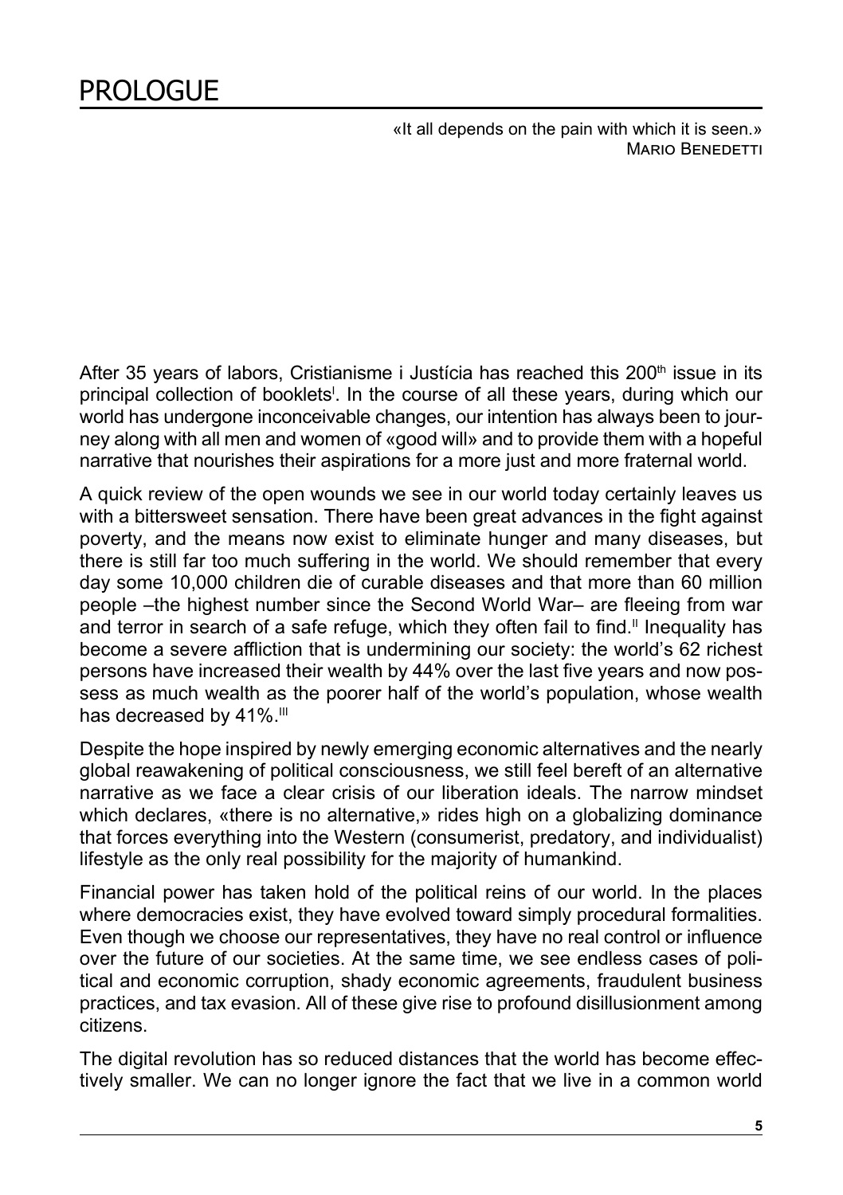# PROLOGUE

«It all depends on the pain with which it is seen.»
MARIO BENEDETTI

After 35 years of labors, Cristianisme i Justícia has reached this 200th issue in its principal collection of booklets[I]. In the course of all these years, during which our world has undergone inconceivable changes, our intention has always been to journey along with all men and women of «good will» and to provide them with a hopeful narrative that nourishes their aspirations for a more just and more fraternal world.

A quick review of the open wounds we see in our world today certainly leaves us with a bittersweet sensation. There have been great advances in the fight against poverty, and the means now exist to eliminate hunger and many diseases, but there is still far too much suffering in the world. We should remember that every day some 10,000 children die of curable diseases and that more than 60 million people –the highest number since the Second World War– are fleeing from war and terror in search of a safe refuge, which they often fail to find.[II] Inequality has become a severe affliction that is undermining our society: the world's 62 richest persons have increased their wealth by 44% over the last five years and now possess as much wealth as the poorer half of the world's population, whose wealth has decreased by 41%.[III]

Despite the hope inspired by newly emerging economic alternatives and the nearly global reawakening of political consciousness, we still feel bereft of an alternative narrative as we face a clear crisis of our liberation ideals. The narrow mindset which declares, «there is no alternative,» rides high on a globalizing dominance that forces everything into the Western (consumerist, predatory, and individualist) lifestyle as the only real possibility for the majority of humankind.

Financial power has taken hold of the political reins of our world. In the places where democracies exist, they have evolved toward simply procedural formalities. Even though we choose our representatives, they have no real control or influence over the future of our societies. At the same time, we see endless cases of political and economic corruption, shady economic agreements, fraudulent business practices, and tax evasion. All of these give rise to profound disillusionment among citizens.

The digital revolution has so reduced distances that the world has become effectively smaller. We can no longer ignore the fact that we live in a common world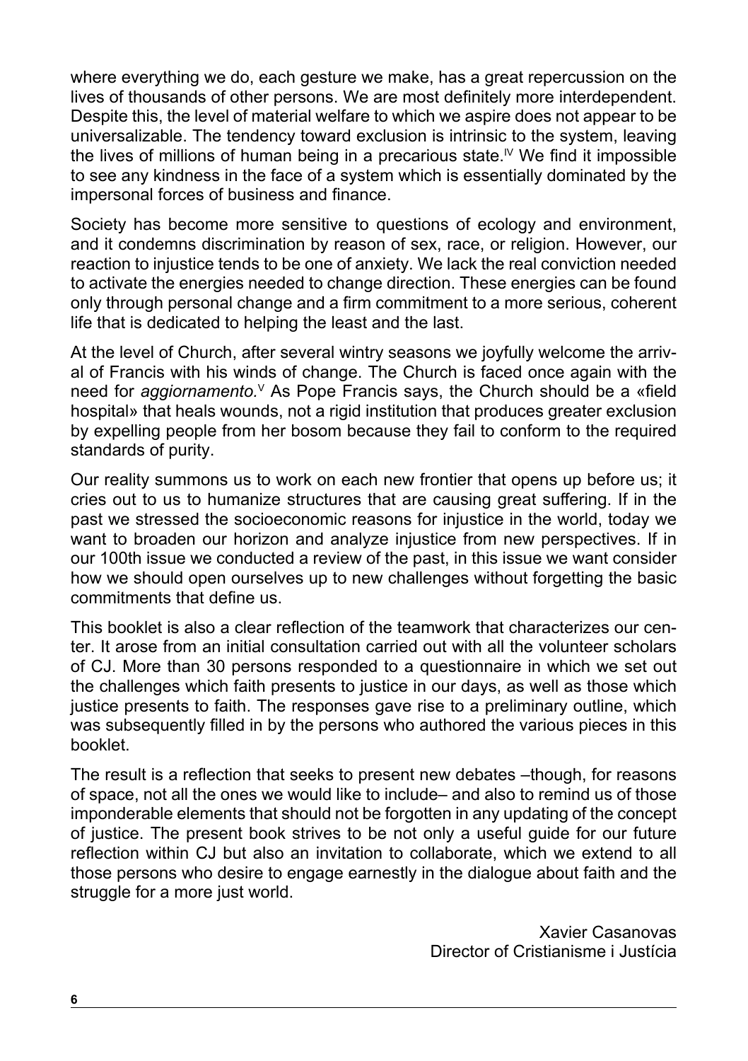where everything we do, each gesture we make, has a great repercussion on the lives of thousands of other persons. We are most definitely more interdependent. Despite this, the level of material welfare to which we aspire does not appear to be universalizable. The tendency toward exclusion is intrinsic to the system, leaving the lives of millions of human being in a precarious state.[IV] We find it impossible to see any kindness in the face of a system which is essentially dominated by the impersonal forces of business and finance.

Society has become more sensitive to questions of ecology and environment, and it condemns discrimination by reason of sex, race, or religion. However, our reaction to injustice tends to be one of anxiety. We lack the real conviction needed to activate the energies needed to change direction. These energies can be found only through personal change and a firm commitment to a more serious, coherent life that is dedicated to helping the least and the last.

At the level of Church, after several wintry seasons we joyfully welcome the arrival of Francis with his winds of change. The Church is faced once again with the need for *aggiornamento.*[V] As Pope Francis says, the Church should be a «field hospital» that heals wounds, not a rigid institution that produces greater exclusion by expelling people from her bosom because they fail to conform to the required standards of purity.

Our reality summons us to work on each new frontier that opens up before us; it cries out to us to humanize structures that are causing great suffering. If in the past we stressed the socioeconomic reasons for injustice in the world, today we want to broaden our horizon and analyze injustice from new perspectives. If in our 100th issue we conducted a review of the past, in this issue we want consider how we should open ourselves up to new challenges without forgetting the basic commitments that define us.

This booklet is also a clear reflection of the teamwork that characterizes our center. It arose from an initial consultation carried out with all the volunteer scholars of CJ. More than 30 persons responded to a questionnaire in which we set out the challenges which faith presents to justice in our days, as well as those which justice presents to faith. The responses gave rise to a preliminary outline, which was subsequently filled in by the persons who authored the various pieces in this booklet.

The result is a reflection that seeks to present new debates –though, for reasons of space, not all the ones we would like to include– and also to remind us of those imponderable elements that should not be forgotten in any updating of the concept of justice. The present book strives to be not only a useful guide for our future reflection within CJ but also an invitation to collaborate, which we extend to all those persons who desire to engage earnestly in the dialogue about faith and the struggle for a more just world.

Xavier Casanovas
Director of Cristianisme i Justícia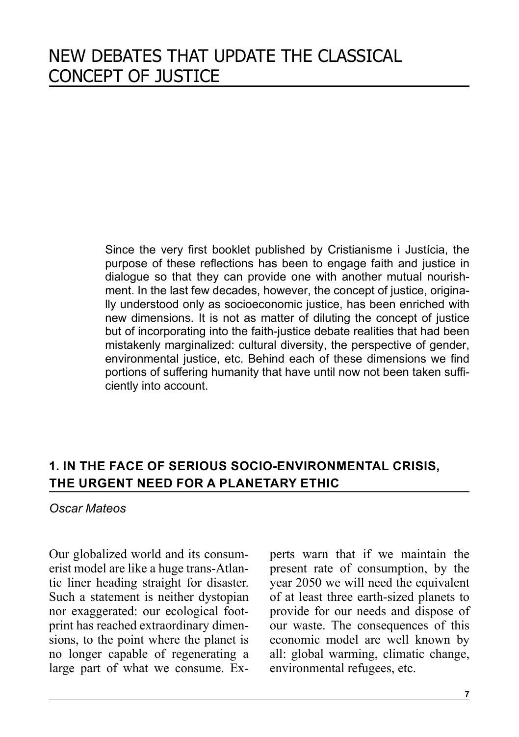# NEW DEBATES THAT UPDATE THE CLASSICAL CONCEPT OF JUSTICE

Since the very first booklet published by Cristianisme i Justícia, the purpose of these reflections has been to engage faith and justice in dialogue so that they can provide one with another mutual nourishment. In the last few decades, however, the concept of justice, originally understood only as socioeconomic justice, has been enriched with new dimensions. It is not as matter of diluting the concept of justice but of incorporating into the faith-justice debate realities that had been mistakenly marginalized: cultural diversity, the perspective of gender, environmental justice, etc. Behind each of these dimensions we find portions of suffering humanity that have until now not been taken sufficiently into account.

## 1. IN THE FACE OF SERIOUS SOCIO-ENVIRONMENTAL CRISIS, THE URGENT NEED FOR A PLANETARY ETHIC

*Oscar Mateos*

Our globalized world and its consumerist model are like a huge trans-Atlantic liner heading straight for disaster. Such a statement is neither dystopian nor exaggerated: our ecological footprint has reached extraordinary dimensions, to the point where the planet is no longer capable of regenerating a large part of what we consume. Experts warn that if we maintain the present rate of consumption, by the year 2050 we will need the equivalent of at least three earth-sized planets to provide for our needs and dispose of our waste. The consequences of this economic model are well known by all: global warming, climatic change, environmental refugees, etc.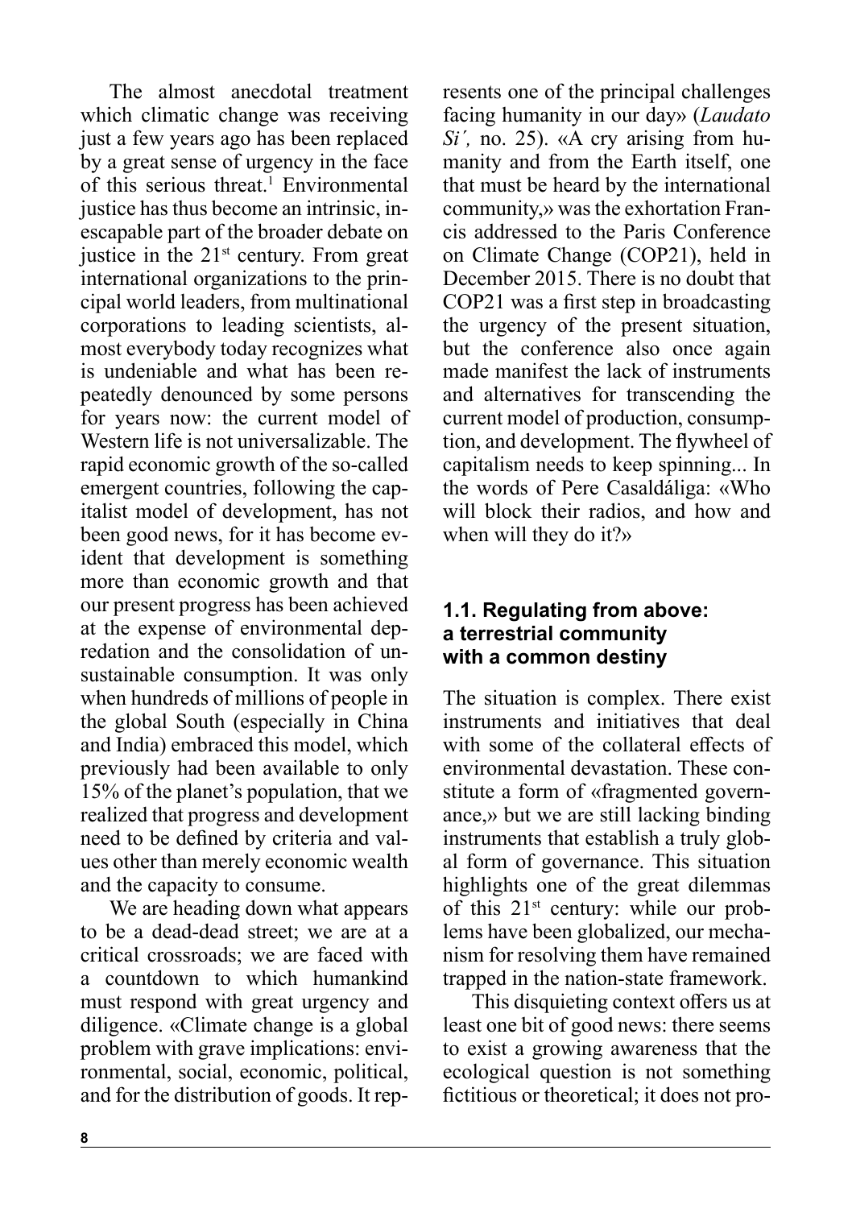The almost anecdotal treatment which climatic change was receiving just a few years ago has been replaced by a great sense of urgency in the face of this serious threat.[1] Environmental justice has thus become an intrinsic, inescapable part of the broader debate on justice in the 21st century. From great international organizations to the principal world leaders, from multinational corporations to leading scientists, almost everybody today recognizes what is undeniable and what has been repeatedly denounced by some persons for years now: the current model of Western life is not universalizable. The rapid economic growth of the so-called emergent countries, following the capitalist model of development, has not been good news, for it has become evident that development is something more than economic growth and that our present progress has been achieved at the expense of environmental depredation and the consolidation of unsustainable consumption. It was only when hundreds of millions of people in the global South (especially in China and India) embraced this model, which previously had been available to only 15% of the planet's population, that we realized that progress and development need to be defined by criteria and values other than merely economic wealth and the capacity to consume.

We are heading down what appears to be a dead-dead street; we are at a critical crossroads; we are faced with a countdown to which humankind must respond with great urgency and diligence. «Climate change is a global problem with grave implications: environmental, social, economic, political, and for the distribution of goods. It represents one of the principal challenges facing humanity in our day» (*Laudato Si´,* no. 25). «A cry arising from humanity and from the Earth itself, one that must be heard by the international community,» was the exhortation Francis addressed to the Paris Conference on Climate Change (COP21), held in December 2015. There is no doubt that COP21 was a first step in broadcasting the urgency of the present situation, but the conference also once again made manifest the lack of instruments and alternatives for transcending the current model of production, consumption, and development. The flywheel of capitalism needs to keep spinning... In the words of Pere Casaldáliga: «Who will block their radios, and how and when will they do it?»

### 1.1. Regulating from above: a terrestrial community with a common destiny

The situation is complex. There exist instruments and initiatives that deal with some of the collateral effects of environmental devastation. These constitute a form of «fragmented governance,» but we are still lacking binding instruments that establish a truly global form of governance. This situation highlights one of the great dilemmas of this 21st century: while our problems have been globalized, our mechanism for resolving them have remained trapped in the nation-state framework.

This disquieting context offers us at least one bit of good news: there seems to exist a growing awareness that the ecological question is not something fictitious or theoretical; it does not pro-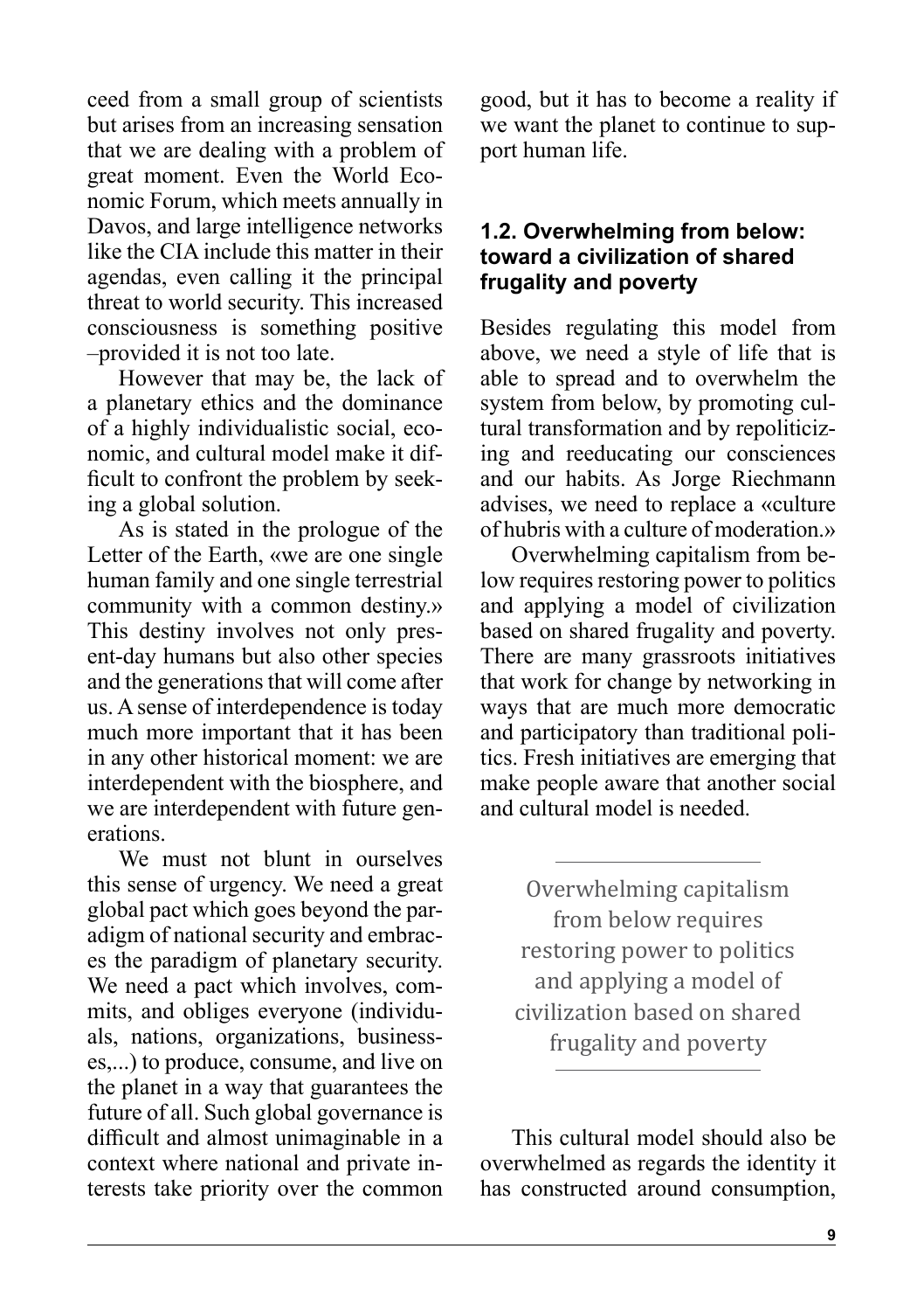ceed from a small group of scientists but arises from an increasing sensation that we are dealing with a problem of great moment. Even the World Economic Forum, which meets annually in Davos, and large intelligence networks like the CIA include this matter in their agendas, even calling it the principal threat to world security. This increased consciousness is something positive –provided it is not too late.

However that may be, the lack of a planetary ethics and the dominance of a highly individualistic social, economic, and cultural model make it difficult to confront the problem by seeking a global solution.

As is stated in the prologue of the Letter of the Earth, «we are one single human family and one single terrestrial community with a common destiny.» This destiny involves not only present-day humans but also other species and the generations that will come after us. A sense of interdependence is today much more important that it has been in any other historical moment: we are interdependent with the biosphere, and we are interdependent with future generations.

We must not blunt in ourselves this sense of urgency. We need a great global pact which goes beyond the paradigm of national security and embraces the paradigm of planetary security. We need a pact which involves, commits, and obliges everyone (individuals, nations, organizations, businesses,...) to produce, consume, and live on the planet in a way that guarantees the future of all. Such global governance is difficult and almost unimaginable in a context where national and private interests take priority over the common good, but it has to become a reality if we want the planet to continue to support human life.

### 1.2. Overwhelming from below: toward a civilization of shared frugality and poverty

Besides regulating this model from above, we need a style of life that is able to spread and to overwhelm the system from below, by promoting cultural transformation and by repoliticizing and reeducating our consciences and our habits. As Jorge Riechmann advises, we need to replace a «culture of hubris with a culture of moderation.»

Overwhelming capitalism from below requires restoring power to politics and applying a model of civilization based on shared frugality and poverty. There are many grassroots initiatives that work for change by networking in ways that are much more democratic and participatory than traditional politics. Fresh initiatives are emerging that make people aware that another social and cultural model is needed.

> Overwhelming capitalism from below requires restoring power to politics and applying a model of civilization based on shared frugality and poverty

This cultural model should also be overwhelmed as regards the identity it has constructed around consumption,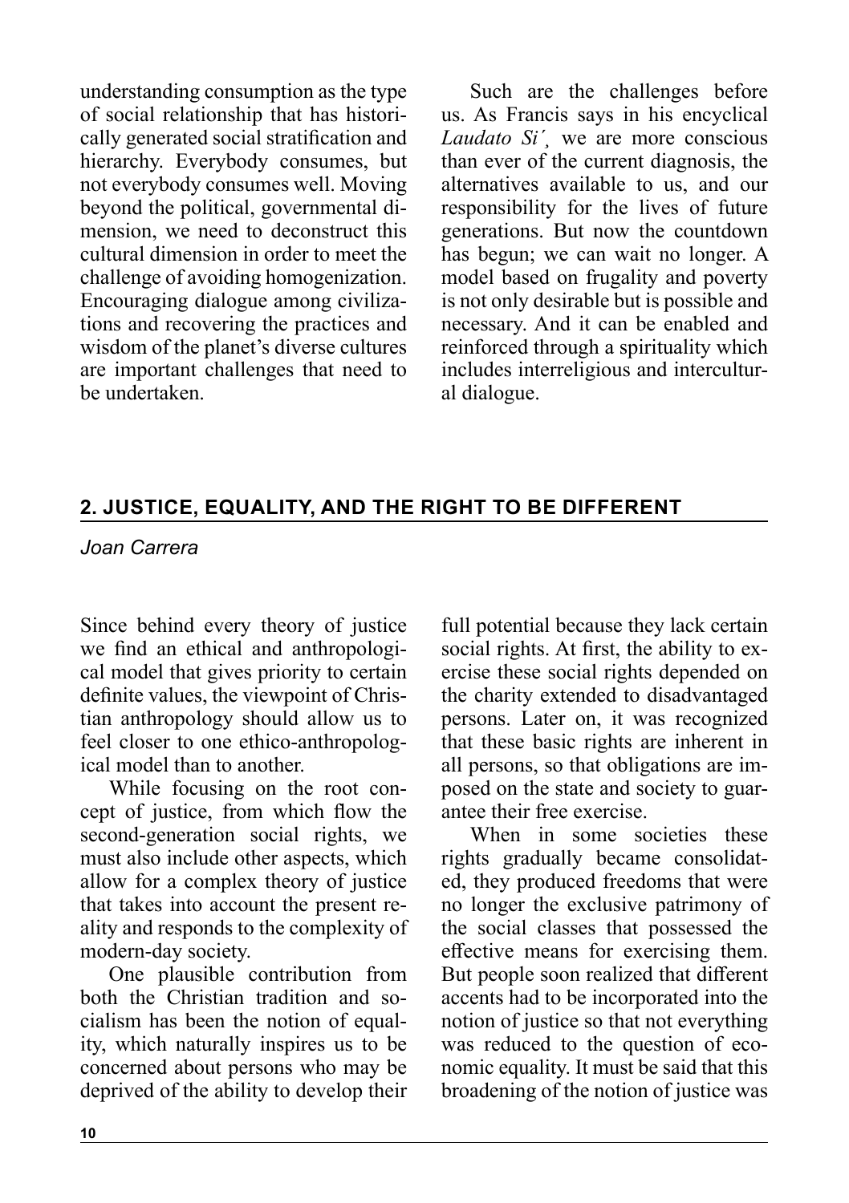understanding consumption as the type of social relationship that has historically generated social stratification and hierarchy. Everybody consumes, but not everybody consumes well. Moving beyond the political, governmental dimension, we need to deconstruct this cultural dimension in order to meet the challenge of avoiding homogenization. Encouraging dialogue among civilizations and recovering the practices and wisdom of the planet's diverse cultures are important challenges that need to be undertaken.

Such are the challenges before us. As Francis says in his encyclical *Laudato Si´¸* we are more conscious than ever of the current diagnosis, the alternatives available to us, and our responsibility for the lives of future generations. But now the countdown has begun; we can wait no longer. A model based on frugality and poverty is not only desirable but is possible and necessary. And it can be enabled and reinforced through a spirituality which includes interreligious and intercultural dialogue.

## 2. JUSTICE, EQUALITY, AND THE RIGHT TO BE DIFFERENT

*Joan Carrera*

Since behind every theory of justice we find an ethical and anthropological model that gives priority to certain definite values, the viewpoint of Christian anthropology should allow us to feel closer to one ethico-anthropological model than to another.

While focusing on the root concept of justice, from which flow the second-generation social rights, we must also include other aspects, which allow for a complex theory of justice that takes into account the present reality and responds to the complexity of modern-day society.

One plausible contribution from both the Christian tradition and socialism has been the notion of equality, which naturally inspires us to be concerned about persons who may be deprived of the ability to develop their full potential because they lack certain social rights. At first, the ability to exercise these social rights depended on the charity extended to disadvantaged persons. Later on, it was recognized that these basic rights are inherent in all persons, so that obligations are imposed on the state and society to guarantee their free exercise.

When in some societies these rights gradually became consolidated, they produced freedoms that were no longer the exclusive patrimony of the social classes that possessed the effective means for exercising them. But people soon realized that different accents had to be incorporated into the notion of justice so that not everything was reduced to the question of economic equality. It must be said that this broadening of the notion of justice was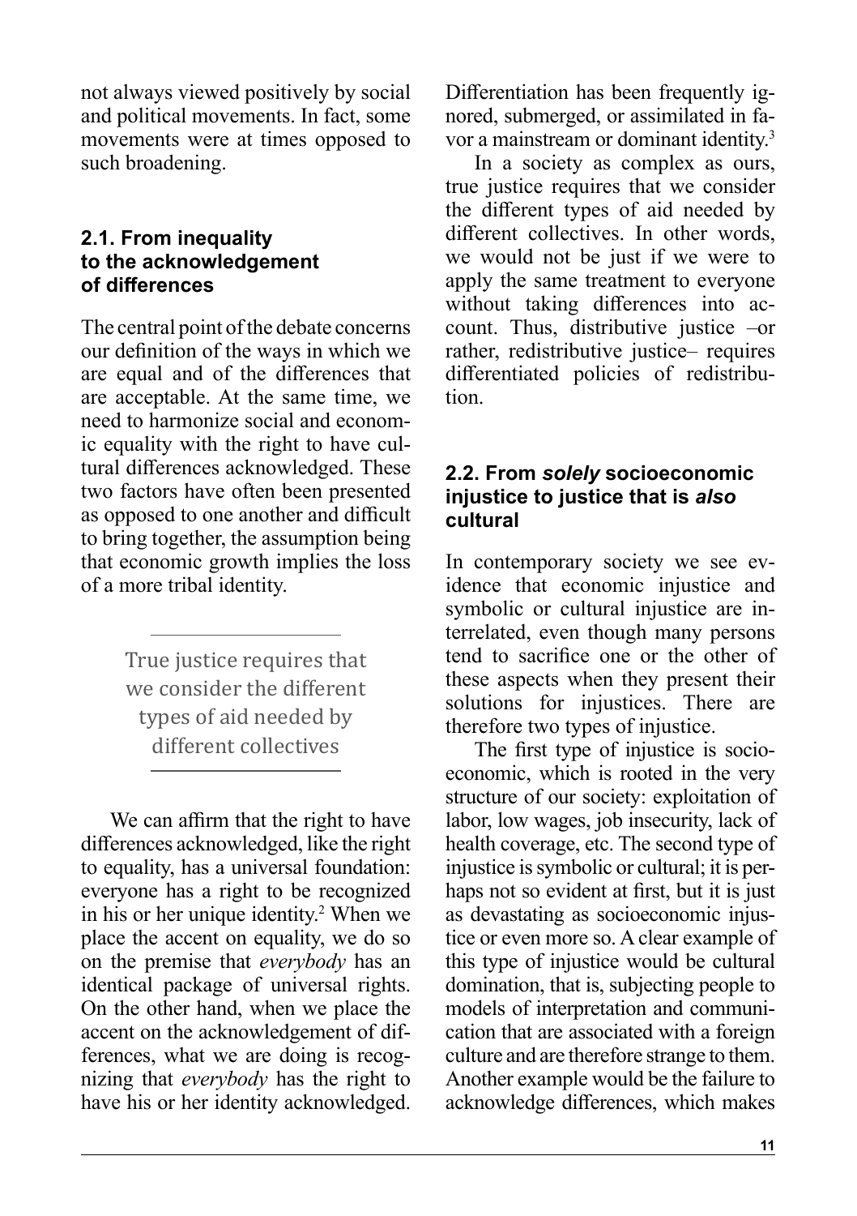not always viewed positively by social and political movements. In fact, some movements were at times opposed to such broadening.

### 2.1. From inequality to the acknowledgement of differences

The central point of the debate concerns our definition of the ways in which we are equal and of the differences that are acceptable. At the same time, we need to harmonize social and economic equality with the right to have cultural differences acknowledged. These two factors have often been presented as opposed to one another and difficult to bring together, the assumption being that economic growth implies the loss of a more tribal identity.

> True justice requires that we consider the different types of aid needed by different collectives

We can affirm that the right to have differences acknowledged, like the right to equality, has a universal foundation: everyone has a right to be recognized in his or her unique identity.[2] When we place the accent on equality, we do so on the premise that *everybody* has an identical package of universal rights. On the other hand, when we place the accent on the acknowledgement of differences, what we are doing is recognizing that *everybody* has the right to have his or her identity acknowledged. Differentiation has been frequently ignored, submerged, or assimilated in favor a mainstream or dominant identity.[3]

In a society as complex as ours, true justice requires that we consider the different types of aid needed by different collectives. In other words, we would not be just if we were to apply the same treatment to everyone without taking differences into account. Thus, distributive justice –or rather, redistributive justice– requires differentiated policies of redistribution.

### 2.2. From *solely* socioeconomic injustice to justice that is *also* cultural

In contemporary society we see evidence that economic injustice and symbolic or cultural injustice are interrelated, even though many persons tend to sacrifice one or the other of these aspects when they present their solutions for injustices. There are therefore two types of injustice.

The first type of injustice is socioeconomic, which is rooted in the very structure of our society: exploitation of labor, low wages, job insecurity, lack of health coverage, etc. The second type of injustice is symbolic or cultural; it is perhaps not so evident at first, but it is just as devastating as socioeconomic injustice or even more so. A clear example of this type of injustice would be cultural domination, that is, subjecting people to models of interpretation and communication that are associated with a foreign culture and are therefore strange to them. Another example would be the failure to acknowledge differences, which makes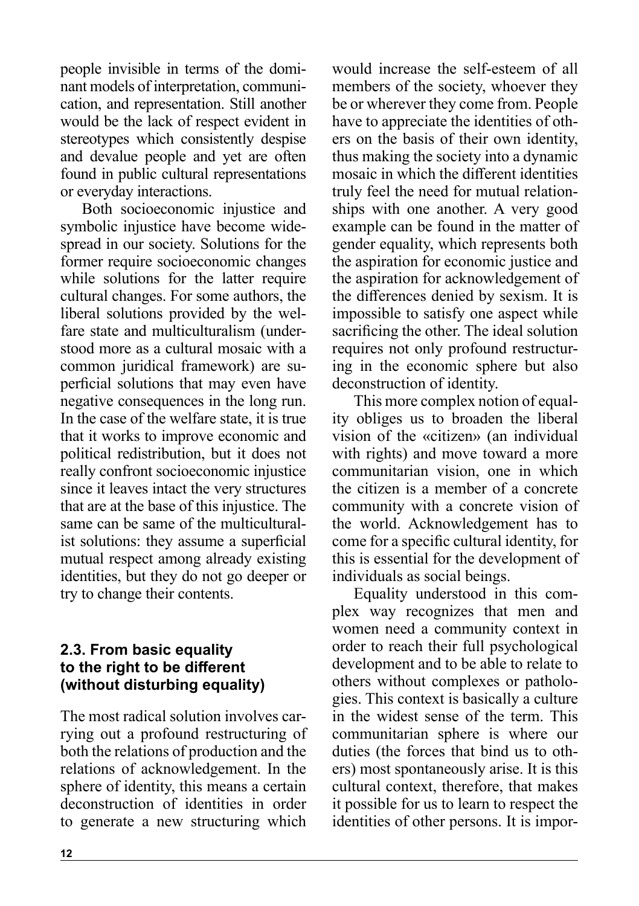people invisible in terms of the dominant models of interpretation, communication, and representation. Still another would be the lack of respect evident in stereotypes which consistently despise and devalue people and yet are often found in public cultural representations or everyday interactions.

Both socioeconomic injustice and symbolic injustice have become widespread in our society. Solutions for the former require socioeconomic changes while solutions for the latter require cultural changes. For some authors, the liberal solutions provided by the welfare state and multiculturalism (understood more as a cultural mosaic with a common juridical framework) are superficial solutions that may even have negative consequences in the long run. In the case of the welfare state, it is true that it works to improve economic and political redistribution, but it does not really confront socioeconomic injustice since it leaves intact the very structures that are at the base of this injustice. The same can be same of the multiculturalist solutions: they assume a superficial mutual respect among already existing identities, but they do not go deeper or try to change their contents.

### 2.3. From basic equality to the right to be different (without disturbing equality)

The most radical solution involves carrying out a profound restructuring of both the relations of production and the relations of acknowledgement. In the sphere of identity, this means a certain deconstruction of identities in order to generate a new structuring which would increase the self-esteem of all members of the society, whoever they be or wherever they come from. People have to appreciate the identities of others on the basis of their own identity, thus making the society into a dynamic mosaic in which the different identities truly feel the need for mutual relationships with one another. A very good example can be found in the matter of gender equality, which represents both the aspiration for economic justice and the aspiration for acknowledgement of the differences denied by sexism. It is impossible to satisfy one aspect while sacrificing the other. The ideal solution requires not only profound restructuring in the economic sphere but also deconstruction of identity.

This more complex notion of equality obliges us to broaden the liberal vision of the «citizen» (an individual with rights) and move toward a more communitarian vision, one in which the citizen is a member of a concrete community with a concrete vision of the world. Acknowledgement has to come for a specific cultural identity, for this is essential for the development of individuals as social beings.

Equality understood in this complex way recognizes that men and women need a community context in order to reach their full psychological development and to be able to relate to others without complexes or pathologies. This context is basically a culture in the widest sense of the term. This communitarian sphere is where our duties (the forces that bind us to others) most spontaneously arise. It is this cultural context, therefore, that makes it possible for us to learn to respect the identities of other persons. It is impor-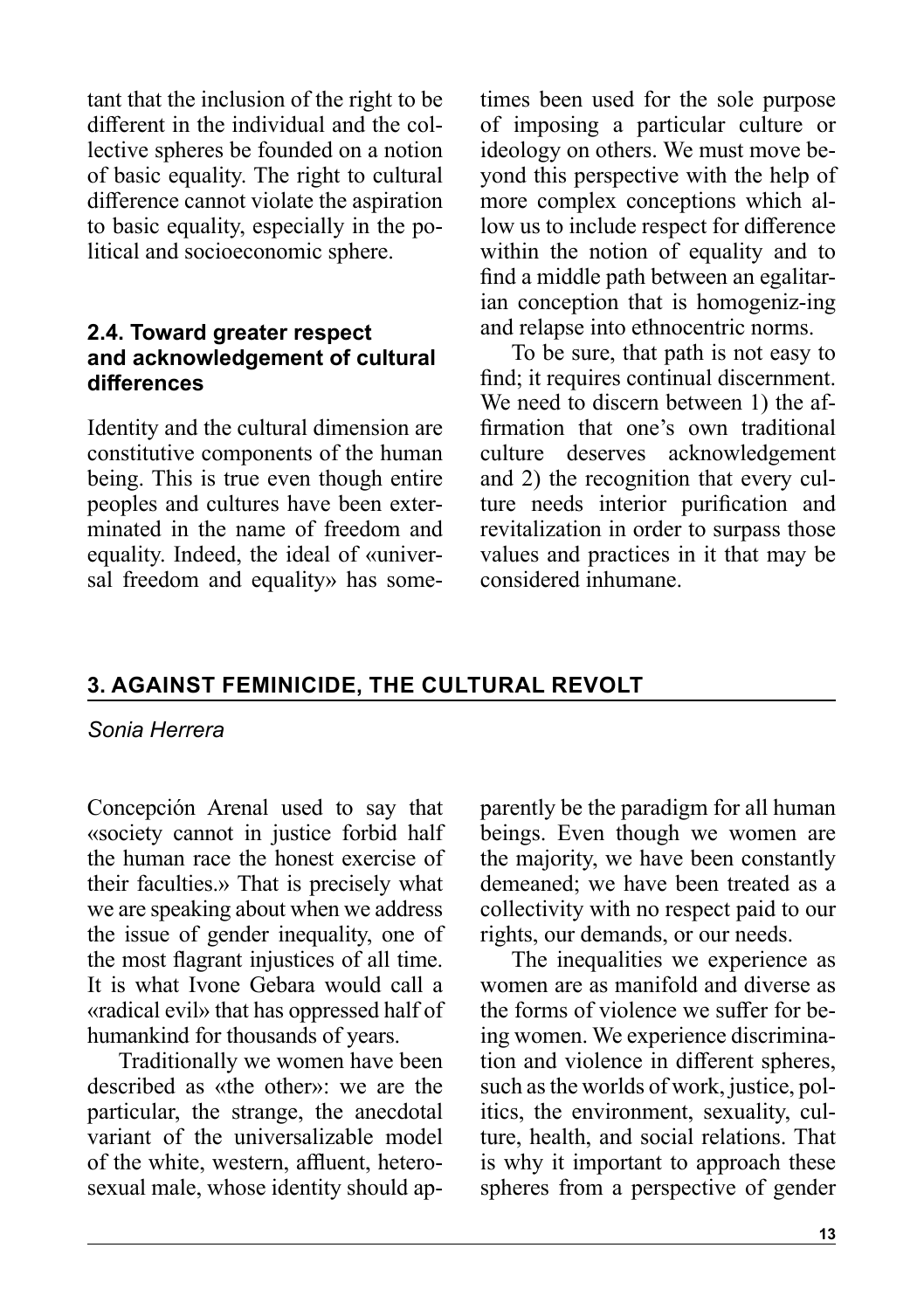tant that the inclusion of the right to be different in the individual and the collective spheres be founded on a notion of basic equality. The right to cultural difference cannot violate the aspiration to basic equality, especially in the political and socioeconomic sphere.

### 2.4. Toward greater respect and acknowledgement of cultural differences

Identity and the cultural dimension are constitutive components of the human being. This is true even though entire peoples and cultures have been exterminated in the name of freedom and equality. Indeed, the ideal of «universal freedom and equality» has sometimes been used for the sole purpose of imposing a particular culture or ideology on others. We must move beyond this perspective with the help of more complex conceptions which allow us to include respect for difference within the notion of equality and to find a middle path between an egalitarian conception that is homogeniz-ing and relapse into ethnocentric norms.

To be sure, that path is not easy to find; it requires continual discernment. We need to discern between 1) the affirmation that one's own traditional culture deserves acknowledgement and 2) the recognition that every culture needs interior purification and revitalization in order to surpass those values and practices in it that may be considered inhumane.

## 3. AGAINST FEMINICIDE, THE CULTURAL REVOLT

*Sonia Herrera*

Concepción Arenal used to say that «society cannot in justice forbid half the human race the honest exercise of their faculties.» That is precisely what we are speaking about when we address the issue of gender inequality, one of the most flagrant injustices of all time. It is what Ivone Gebara would call a «radical evil» that has oppressed half of humankind for thousands of years.

Traditionally we women have been described as «the other»: we are the particular, the strange, the anecdotal variant of the universalizable model of the white, western, affluent, heterosexual male, whose identity should apparently be the paradigm for all human beings. Even though we women are the majority, we have been constantly demeaned; we have been treated as a collectivity with no respect paid to our rights, our demands, or our needs.

The inequalities we experience as women are as manifold and diverse as the forms of violence we suffer for being women. We experience discrimination and violence in different spheres, such as the worlds of work, justice, politics, the environment, sexuality, culture, health, and social relations. That is why it important to approach these spheres from a perspective of gender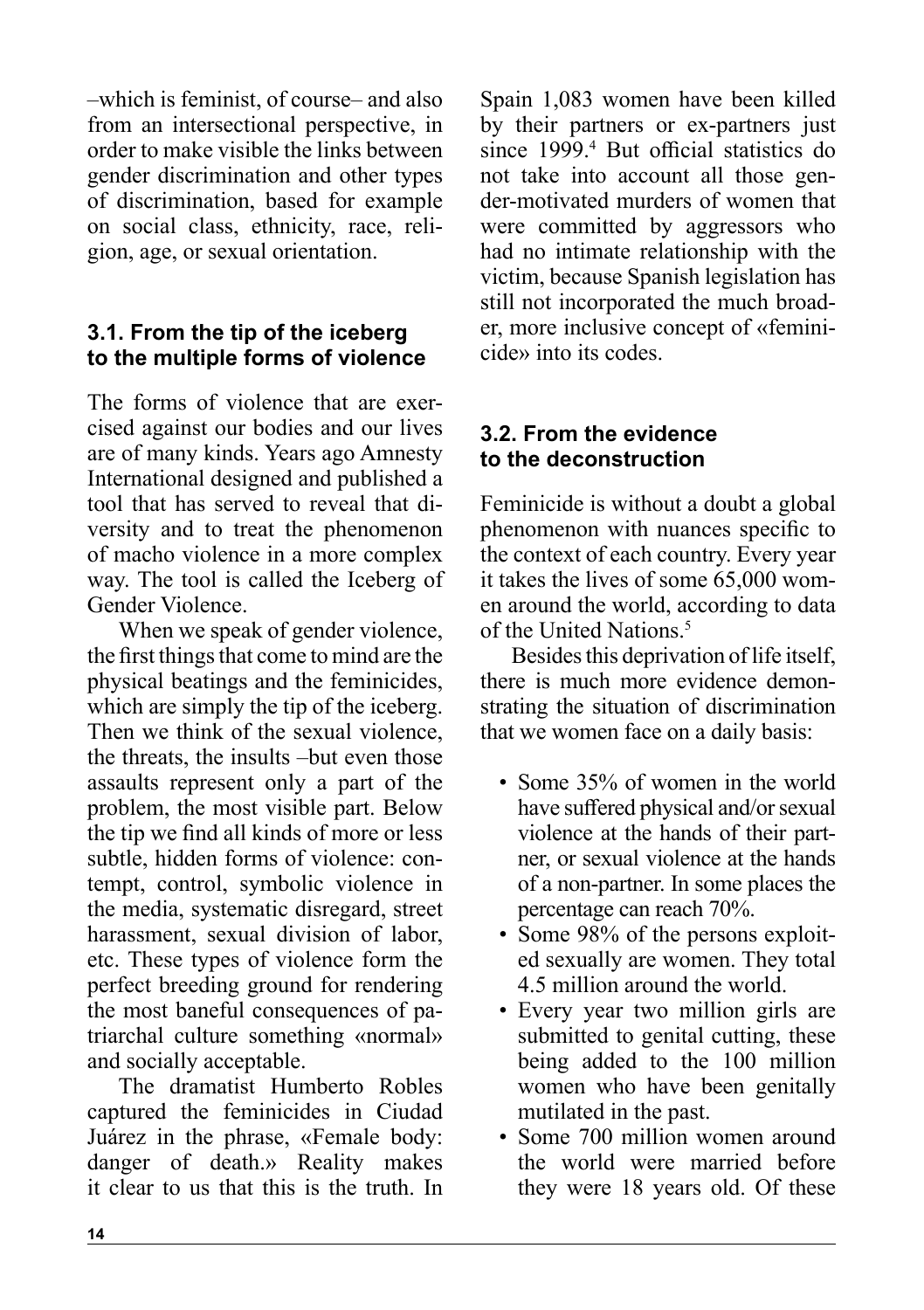–which is feminist, of course– and also from an intersectional perspective, in order to make visible the links between gender discrimination and other types of discrimination, based for example on social class, ethnicity, race, religion, age, or sexual orientation.

### 3.1. From the tip of the iceberg to the multiple forms of violence

The forms of violence that are exercised against our bodies and our lives are of many kinds. Years ago Amnesty International designed and published a tool that has served to reveal that diversity and to treat the phenomenon of macho violence in a more complex way. The tool is called the Iceberg of Gender Violence.

When we speak of gender violence, the first things that come to mind are the physical beatings and the feminicides, which are simply the tip of the iceberg. Then we think of the sexual violence, the threats, the insults –but even those assaults represent only a part of the problem, the most visible part. Below the tip we find all kinds of more or less subtle, hidden forms of violence: contempt, control, symbolic violence in the media, systematic disregard, street harassment, sexual division of labor, etc. These types of violence form the perfect breeding ground for rendering the most baneful consequences of patriarchal culture something «normal» and socially acceptable.

The dramatist Humberto Robles captured the feminicides in Ciudad Juárez in the phrase, «Female body: danger of death.» Reality makes it clear to us that this is the truth. In Spain 1,083 women have been killed by their partners or ex-partners just since 1999.[4] But official statistics do not take into account all those gender-motivated murders of women that were committed by aggressors who had no intimate relationship with the victim, because Spanish legislation has still not incorporated the much broader, more inclusive concept of «feminicide» into its codes.

### 3.2. From the evidence to the deconstruction

Feminicide is without a doubt a global phenomenon with nuances specific to the context of each country. Every year it takes the lives of some 65,000 women around the world, according to data of the United Nations.[5]

Besides this deprivation of life itself, there is much more evidence demonstrating the situation of discrimination that we women face on a daily basis:

- Some 35% of women in the world have suffered physical and/or sexual violence at the hands of their partner, or sexual violence at the hands of a non-partner. In some places the percentage can reach 70%.
- Some 98% of the persons exploited sexually are women. They total 4.5 million around the world.
- Every year two million girls are submitted to genital cutting, these being added to the 100 million women who have been genitally mutilated in the past.
- Some 700 million women around the world were married before they were 18 years old. Of these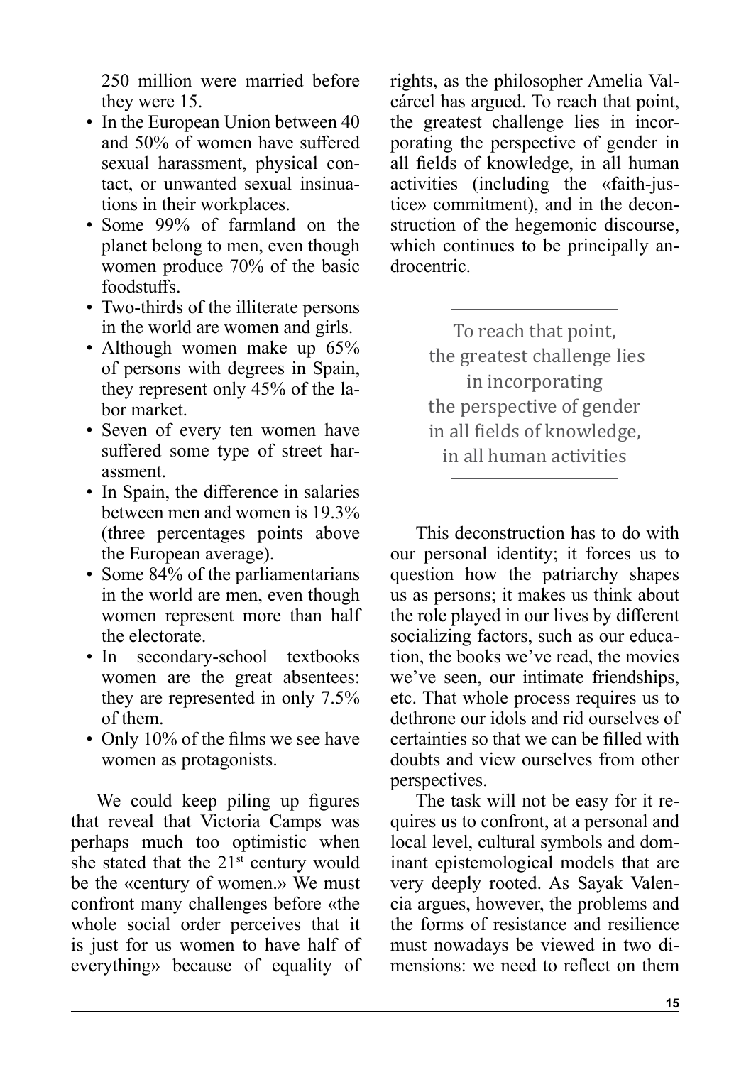250 million were married before they were 15.

- In the European Union between 40 and 50% of women have suffered sexual harassment, physical contact, or unwanted sexual insinuations in their workplaces.
- Some 99% of farmland on the planet belong to men, even though women produce 70% of the basic foodstuffs.
- Two-thirds of the illiterate persons in the world are women and girls.
- Although women make up 65% of persons with degrees in Spain, they represent only 45% of the labor market.
- Seven of every ten women have suffered some type of street harassment.
- In Spain, the difference in salaries between men and women is 19.3% (three percentages points above the European average).
- Some 84% of the parliamentarians in the world are men, even though women represent more than half the electorate.
- In secondary-school textbooks women are the great absentees: they are represented in only 7.5% of them.
- Only 10% of the films we see have women as protagonists.

We could keep piling up figures that reveal that Victoria Camps was perhaps much too optimistic when she stated that the 21st century would be the «century of women.» We must confront many challenges before «the whole social order perceives that it is just for us women to have half of everything» because of equality of rights, as the philosopher Amelia Valcárcel has argued. To reach that point, the greatest challenge lies in incorporating the perspective of gender in all fields of knowledge, in all human activities (including the «faith-justice» commitment), and in the deconstruction of the hegemonic discourse, which continues to be principally androcentric.

> To reach that point, the greatest challenge lies in incorporating the perspective of gender in all fields of knowledge, in all human activities

This deconstruction has to do with our personal identity; it forces us to question how the patriarchy shapes us as persons; it makes us think about the role played in our lives by different socializing factors, such as our education, the books we've read, the movies we've seen, our intimate friendships, etc. That whole process requires us to dethrone our idols and rid ourselves of certainties so that we can be filled with doubts and view ourselves from other perspectives.

The task will not be easy for it requires us to confront, at a personal and local level, cultural symbols and dominant epistemological models that are very deeply rooted. As Sayak Valencia argues, however, the problems and the forms of resistance and resilience must nowadays be viewed in two dimensions: we need to reflect on them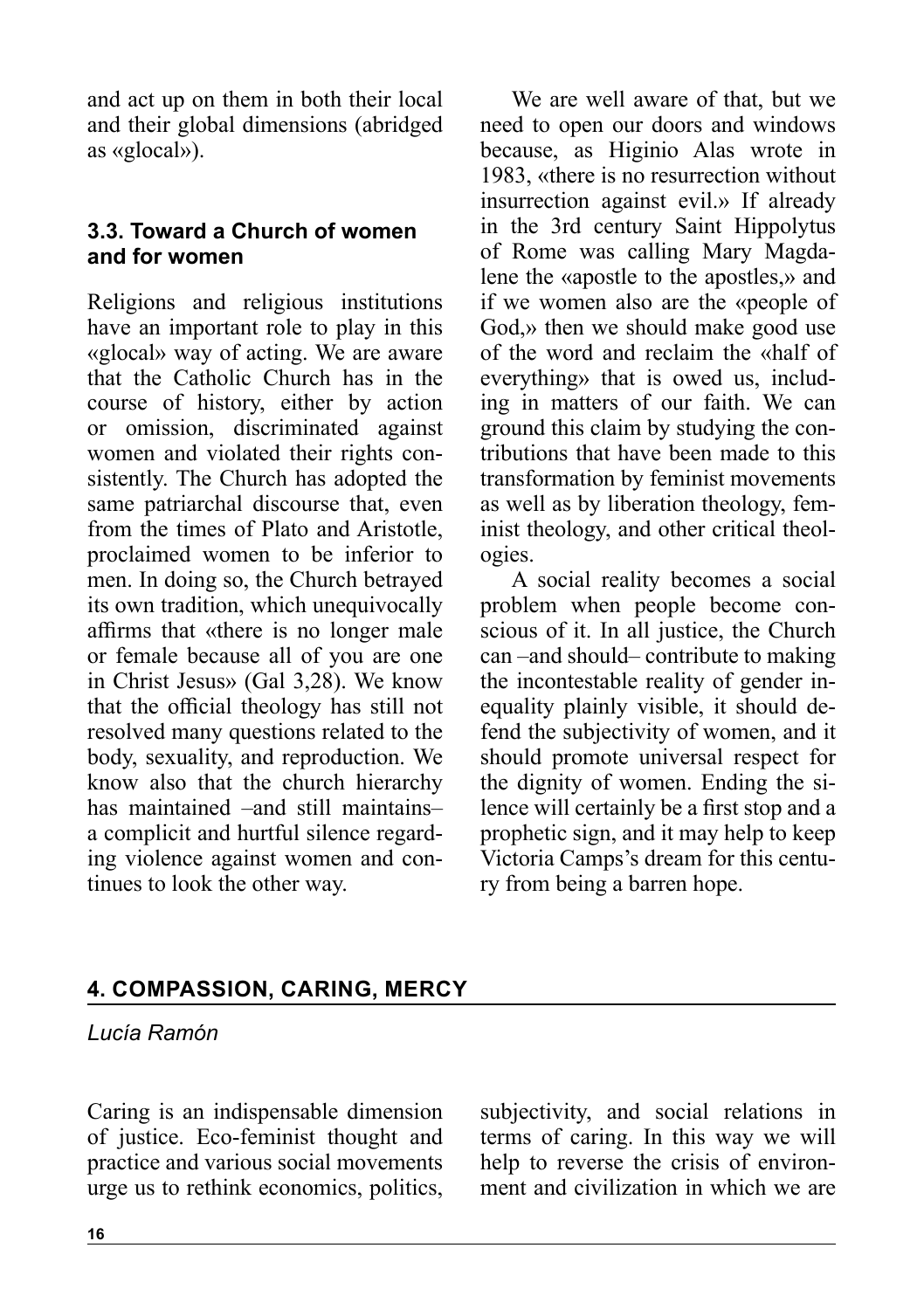and act up on them in both their local and their global dimensions (abridged as «glocal»).

### 3.3. Toward a Church of women and for women

Religions and religious institutions have an important role to play in this «glocal» way of acting. We are aware that the Catholic Church has in the course of history, either by action or omission, discriminated against women and violated their rights consistently. The Church has adopted the same patriarchal discourse that, even from the times of Plato and Aristotle, proclaimed women to be inferior to men. In doing so, the Church betrayed its own tradition, which unequivocally affirms that «there is no longer male or female because all of you are one in Christ Jesus» (Gal 3,28). We know that the official theology has still not resolved many questions related to the body, sexuality, and reproduction. We know also that the church hierarchy has maintained –and still maintains– a complicit and hurtful silence regarding violence against women and continues to look the other way.

We are well aware of that, but we need to open our doors and windows because, as Higinio Alas wrote in 1983, «there is no resurrection without insurrection against evil.» If already in the 3rd century Saint Hippolytus of Rome was calling Mary Magdalene the «apostle to the apostles,» and if we women also are the «people of God,» then we should make good use of the word and reclaim the «half of everything» that is owed us, including in matters of our faith. We can ground this claim by studying the contributions that have been made to this transformation by feminist movements as well as by liberation theology, feminist theology, and other critical theologies.

A social reality becomes a social problem when people become conscious of it. In all justice, the Church can –and should– contribute to making the incontestable reality of gender inequality plainly visible, it should defend the subjectivity of women, and it should promote universal respect for the dignity of women. Ending the silence will certainly be a first stop and a prophetic sign, and it may help to keep Victoria Camps's dream for this century from being a barren hope.

## 4. COMPASSION, CARING, MERCY

*Lucía Ramón*

Caring is an indispensable dimension of justice. Eco-feminist thought and practice and various social movements urge us to rethink economics, politics, subjectivity, and social relations in terms of caring. In this way we will help to reverse the crisis of environment and civilization in which we are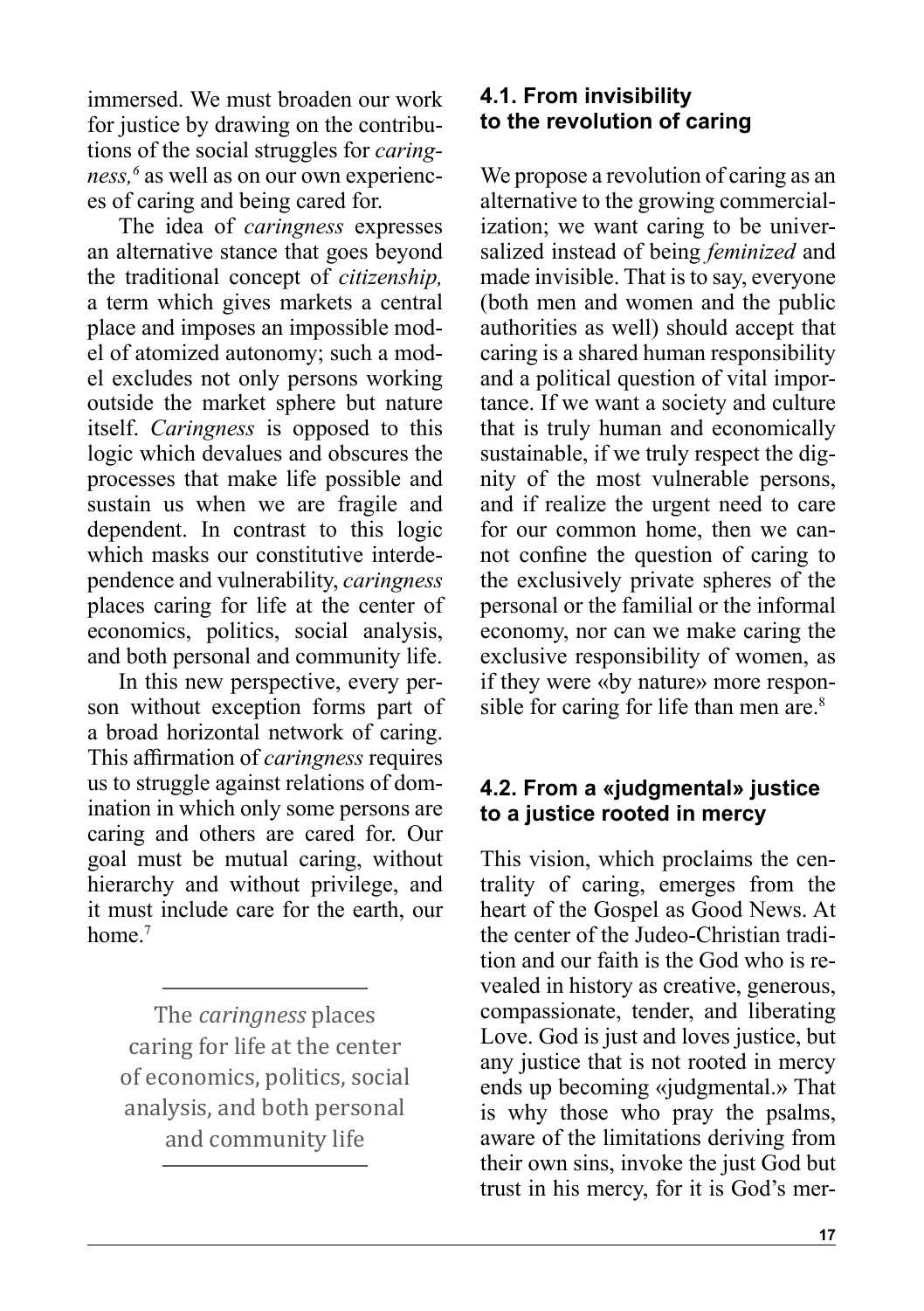immersed. We must broaden our work for justice by drawing on the contributions of the social struggles for *caringness,*[6] as well as on our own experiences of caring and being cared for.

The idea of *caringness* expresses an alternative stance that goes beyond the traditional concept of *citizenship,* a term which gives markets a central place and imposes an impossible model of atomized autonomy; such a model excludes not only persons working outside the market sphere but nature itself. *Caringness* is opposed to this logic which devalues and obscures the processes that make life possible and sustain us when we are fragile and dependent. In contrast to this logic which masks our constitutive interdependence and vulnerability, *caringness* places caring for life at the center of economics, politics, social analysis, and both personal and community life.

In this new perspective, every person without exception forms part of a broad horizontal network of caring. This affirmation of *caringness* requires us to struggle against relations of domination in which only some persons are caring and others are cared for. Our goal must be mutual caring, without hierarchy and without privilege, and it must include care for the earth, our home.[7]

> The *caringness* places caring for life at the center of economics, politics, social analysis, and both personal and community life

### 4.1. From invisibility to the revolution of caring

We propose a revolution of caring as an alternative to the growing commercialization; we want caring to be universalized instead of being *feminized* and made invisible. That is to say, everyone (both men and women and the public authorities as well) should accept that caring is a shared human responsibility and a political question of vital importance. If we want a society and culture that is truly human and economically sustainable, if we truly respect the dignity of the most vulnerable persons, and if realize the urgent need to care for our common home, then we cannot confine the question of caring to the exclusively private spheres of the personal or the familial or the informal economy, nor can we make caring the exclusive responsibility of women, as if they were «by nature» more responsible for caring for life than men are.[8]

### 4.2. From a «judgmental» justice to a justice rooted in mercy

This vision, which proclaims the centrality of caring, emerges from the heart of the Gospel as Good News. At the center of the Judeo-Christian tradition and our faith is the God who is revealed in history as creative, generous, compassionate, tender, and liberating Love. God is just and loves justice, but any justice that is not rooted in mercy ends up becoming «judgmental.» That is why those who pray the psalms, aware of the limitations deriving from their own sins, invoke the just God but trust in his mercy, for it is God's mer-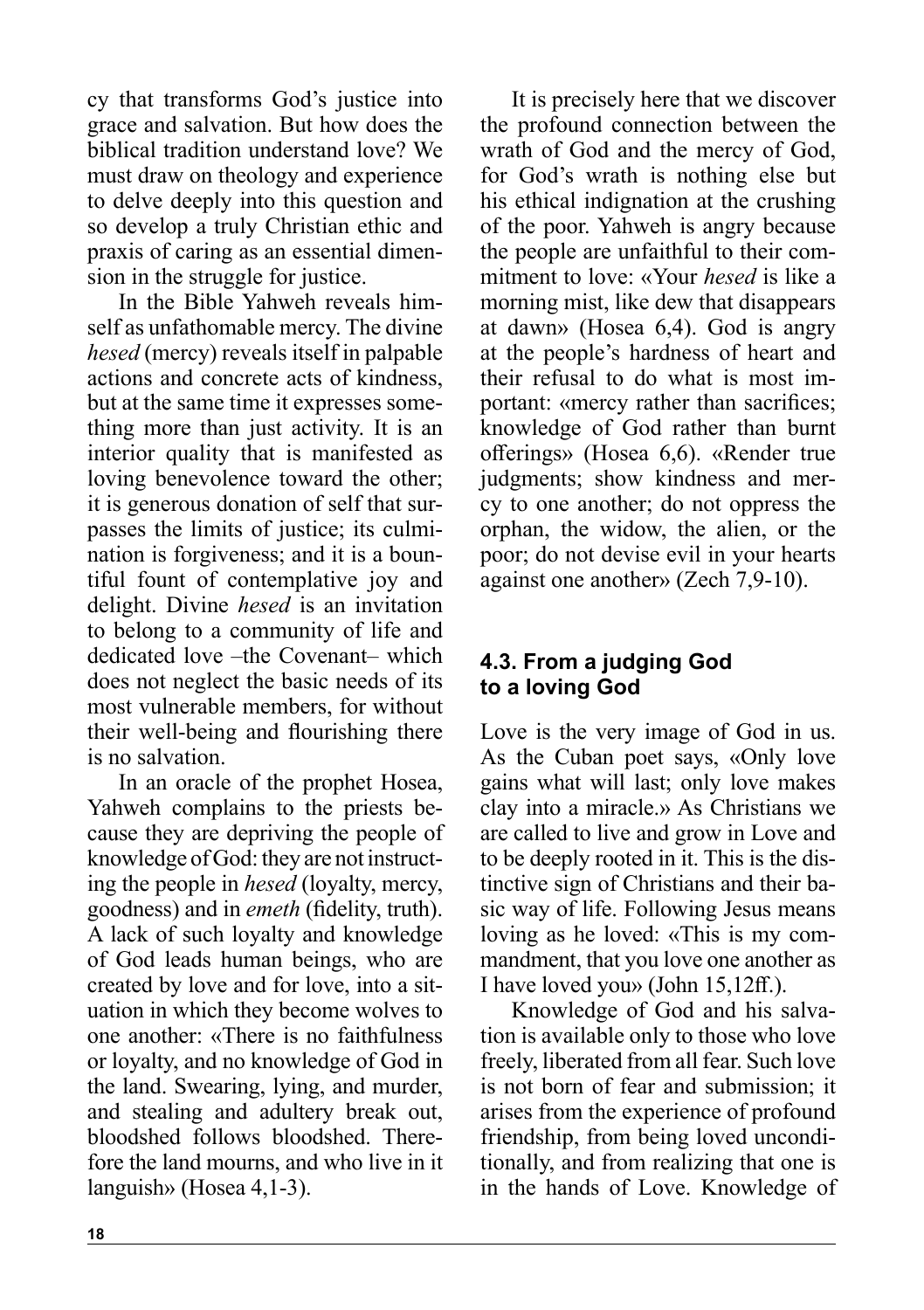cy that transforms God's justice into grace and salvation. But how does the biblical tradition understand love? We must draw on theology and experience to delve deeply into this question and so develop a truly Christian ethic and praxis of caring as an essential dimension in the struggle for justice.

In the Bible Yahweh reveals himself as unfathomable mercy. The divine *hesed* (mercy) reveals itself in palpable actions and concrete acts of kindness, but at the same time it expresses something more than just activity. It is an interior quality that is manifested as loving benevolence toward the other; it is generous donation of self that surpasses the limits of justice; its culmination is forgiveness; and it is a bountiful fount of contemplative joy and delight. Divine *hesed* is an invitation to belong to a community of life and dedicated love –the Covenant– which does not neglect the basic needs of its most vulnerable members, for without their well-being and flourishing there is no salvation.

In an oracle of the prophet Hosea, Yahweh complains to the priests because they are depriving the people of knowledge of God: they are not instructing the people in *hesed* (loyalty, mercy, goodness) and in *emeth* (fidelity, truth). A lack of such loyalty and knowledge of God leads human beings, who are created by love and for love, into a situation in which they become wolves to one another: «There is no faithfulness or loyalty, and no knowledge of God in the land. Swearing, lying, and murder, and stealing and adultery break out, bloodshed follows bloodshed. Therefore the land mourns, and who live in it languish» (Hosea 4,1-3).

It is precisely here that we discover the profound connection between the wrath of God and the mercy of God, for God's wrath is nothing else but his ethical indignation at the crushing of the poor. Yahweh is angry because the people are unfaithful to their commitment to love: «Your *hesed* is like a morning mist, like dew that disappears at dawn» (Hosea 6,4). God is angry at the people's hardness of heart and their refusal to do what is most important: «mercy rather than sacrifices; knowledge of God rather than burnt offerings» (Hosea 6,6). «Render true judgments; show kindness and mercy to one another; do not oppress the orphan, the widow, the alien, or the poor; do not devise evil in your hearts against one another» (Zech 7,9-10).

### 4.3. From a judging God to a loving God

Love is the very image of God in us. As the Cuban poet says, «Only love gains what will last; only love makes clay into a miracle.» As Christians we are called to live and grow in Love and to be deeply rooted in it. This is the distinctive sign of Christians and their basic way of life. Following Jesus means loving as he loved: «This is my commandment, that you love one another as I have loved you» (John 15,12ff.).

Knowledge of God and his salvation is available only to those who love freely, liberated from all fear. Such love is not born of fear and submission; it arises from the experience of profound friendship, from being loved unconditionally, and from realizing that one is in the hands of Love. Knowledge of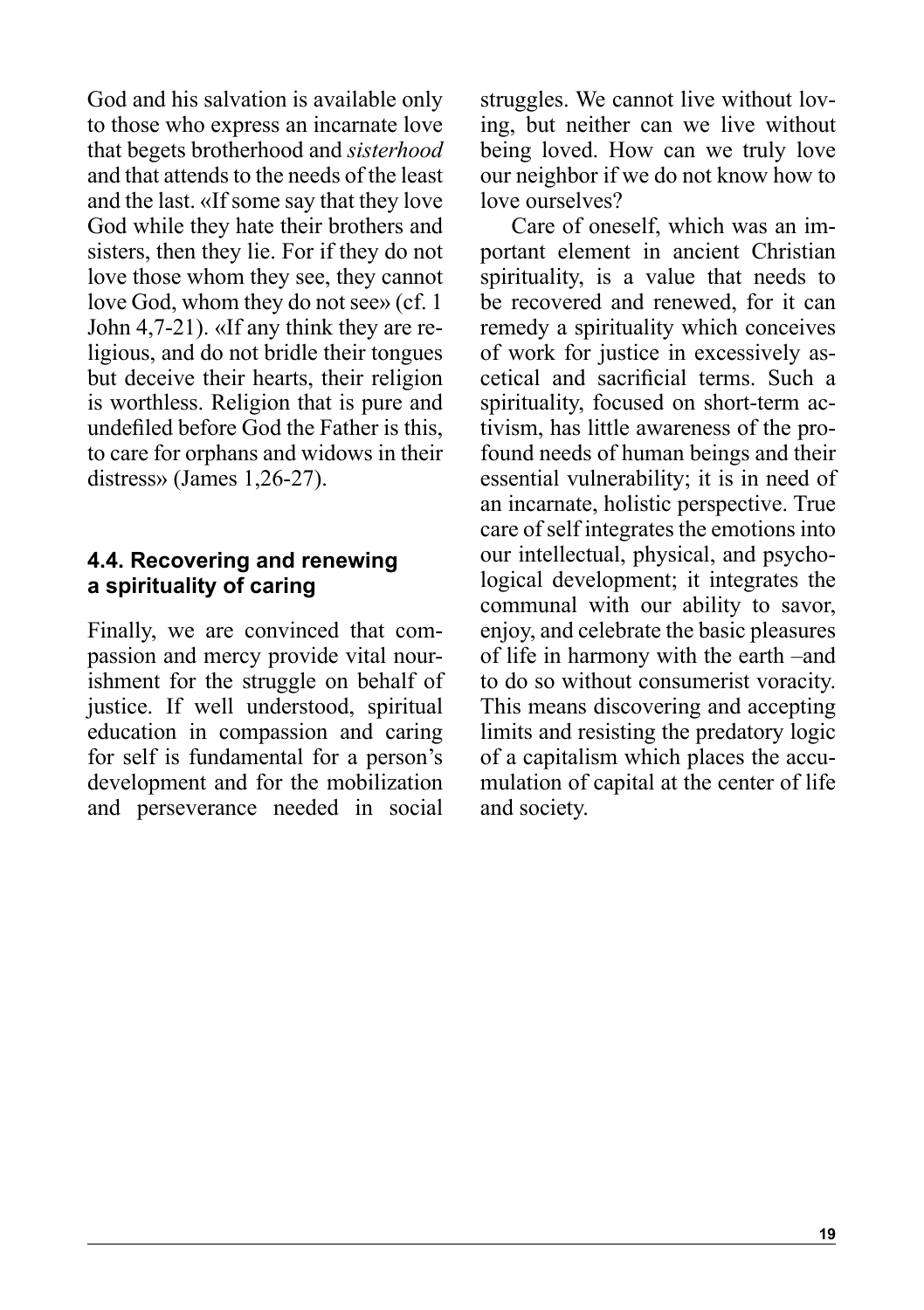God and his salvation is available only to those who express an incarnate love that begets brotherhood and *sisterhood* and that attends to the needs of the least and the last. «If some say that they love God while they hate their brothers and sisters, then they lie. For if they do not love those whom they see, they cannot love God, whom they do not see» (cf. 1 John 4,7-21). «If any think they are religious, and do not bridle their tongues but deceive their hearts, their religion is worthless. Religion that is pure and undefiled before God the Father is this, to care for orphans and widows in their distress» (James 1,26-27).

### 4.4. Recovering and renewing a spirituality of caring

Finally, we are convinced that compassion and mercy provide vital nourishment for the struggle on behalf of justice. If well understood, spiritual education in compassion and caring for self is fundamental for a person's development and for the mobilization and perseverance needed in social struggles. We cannot live without loving, but neither can we live without being loved. How can we truly love our neighbor if we do not know how to love ourselves?

Care of oneself, which was an important element in ancient Christian spirituality, is a value that needs to be recovered and renewed, for it can remedy a spirituality which conceives of work for justice in excessively ascetical and sacrificial terms. Such a spirituality, focused on short-term activism, has little awareness of the profound needs of human beings and their essential vulnerability; it is in need of an incarnate, holistic perspective. True care of self integrates the emotions into our intellectual, physical, and psychological development; it integrates the communal with our ability to savor, enjoy, and celebrate the basic pleasures of life in harmony with the earth –and to do so without consumerist voracity. This means discovering and accepting limits and resisting the predatory logic of a capitalism which places the accumulation of capital at the center of life and society.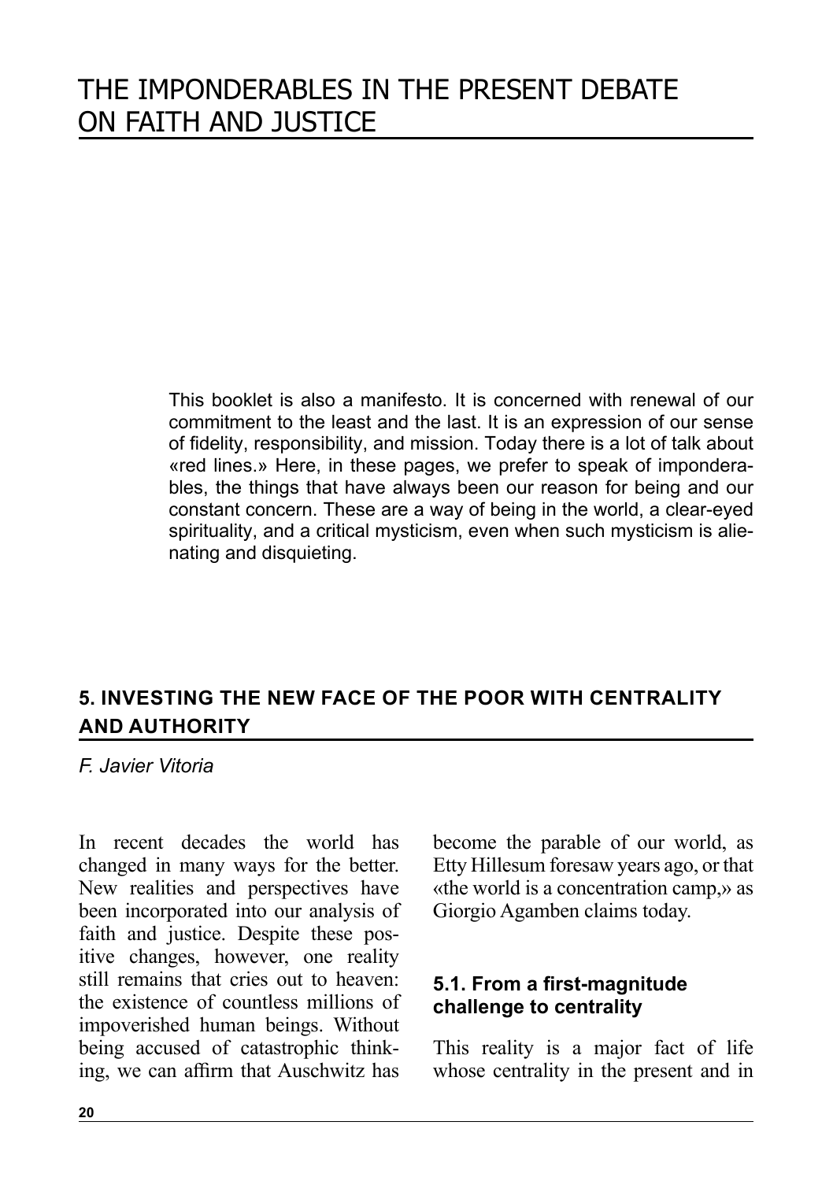# THE IMPONDERABLES IN THE PRESENT DEBATE ON FAITH AND JUSTICE

This booklet is also a manifesto. It is concerned with renewal of our commitment to the least and the last. It is an expression of our sense of fidelity, responsibility, and mission. Today there is a lot of talk about «red lines.» Here, in these pages, we prefer to speak of imponderables, the things that have always been our reason for being and our constant concern. These are a way of being in the world, a clear-eyed spirituality, and a critical mysticism, even when such mysticism is alienating and disquieting.

## 5. INVESTING THE NEW FACE OF THE POOR WITH CENTRALITY AND AUTHORITY

*F. Javier Vitoria*

In recent decades the world has changed in many ways for the better. New realities and perspectives have been incorporated into our analysis of faith and justice. Despite these positive changes, however, one reality still remains that cries out to heaven: the existence of countless millions of impoverished human beings. Without being accused of catastrophic thinking, we can affirm that Auschwitz has become the parable of our world, as Etty Hillesum foresaw years ago, or that «the world is a concentration camp,» as Giorgio Agamben claims today.

### 5.1. From a first-magnitude challenge to centrality

This reality is a major fact of life whose centrality in the present and in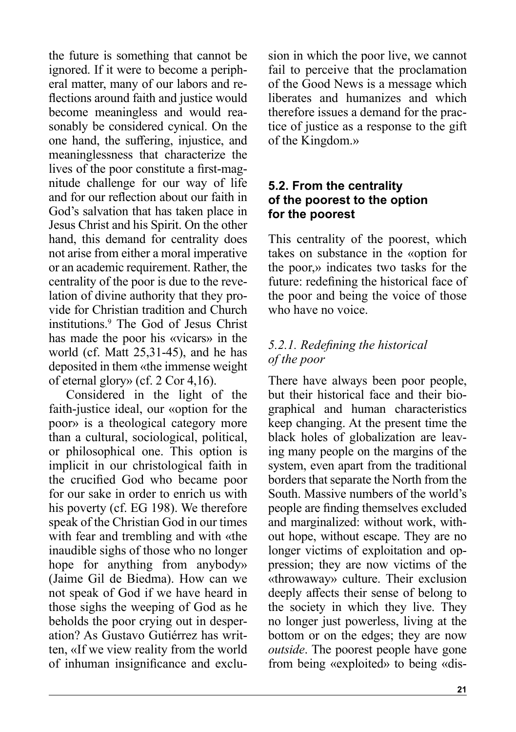the future is something that cannot be ignored. If it were to become a peripheral matter, many of our labors and reflections around faith and justice would become meaningless and would reasonably be considered cynical. On the one hand, the suffering, injustice, and meaninglessness that characterize the lives of the poor constitute a first-magnitude challenge for our way of life and for our reflection about our faith in God's salvation that has taken place in Jesus Christ and his Spirit. On the other hand, this demand for centrality does not arise from either a moral imperative or an academic requirement. Rather, the centrality of the poor is due to the revelation of divine authority that they provide for Christian tradition and Church institutions.[9] The God of Jesus Christ has made the poor his «vicars» in the world (cf. Matt 25,31-45), and he has deposited in them «the immense weight of eternal glory» (cf. 2 Cor 4,16).

Considered in the light of the faith-justice ideal, our «option for the poor» is a theological category more than a cultural, sociological, political, or philosophical one. This option is implicit in our christological faith in the crucified God who became poor for our sake in order to enrich us with his poverty (cf. EG 198). We therefore speak of the Christian God in our times with fear and trembling and with «the inaudible sighs of those who no longer hope for anything from anybody» (Jaime Gil de Biedma). How can we not speak of God if we have heard in those sighs the weeping of God as he beholds the poor crying out in desperation? As Gustavo Gutiérrez has written, «If we view reality from the world of inhuman insignificance and exclusion in which the poor live, we cannot fail to perceive that the proclamation of the Good News is a message which liberates and humanizes and which therefore issues a demand for the practice of justice as a response to the gift of the Kingdom.»

### 5.2. From the centrality of the poorest to the option for the poorest

This centrality of the poorest, which takes on substance in the «option for the poor,» indicates two tasks for the future: redefining the historical face of the poor and being the voice of those who have no voice.

#### *5.2.1. Redefining the historical of the poor*

There have always been poor people, but their historical face and their biographical and human characteristics keep changing. At the present time the black holes of globalization are leaving many people on the margins of the system, even apart from the traditional borders that separate the North from the South. Massive numbers of the world's people are finding themselves excluded and marginalized: without work, without hope, without escape. They are no longer victims of exploitation and oppression; they are now victims of the «throwaway» culture. Their exclusion deeply affects their sense of belong to the society in which they live. They no longer just powerless, living at the bottom or on the edges; they are now *outside*. The poorest people have gone from being «exploited» to being «dis-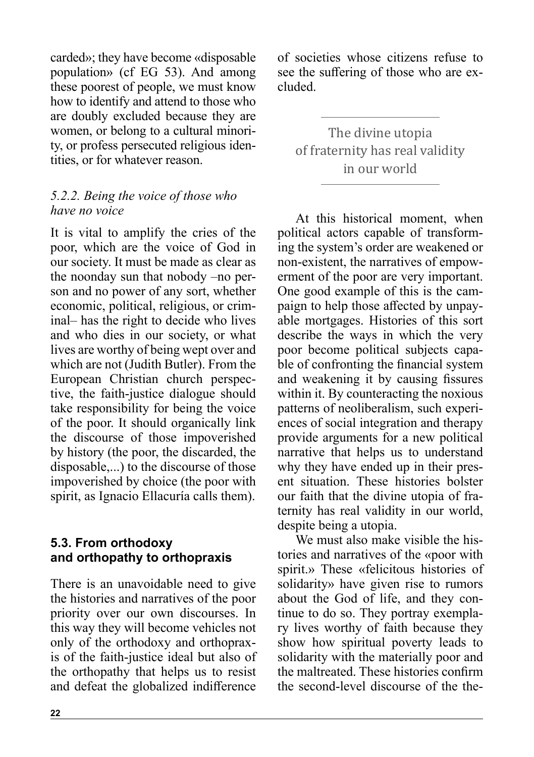carded»; they have become «disposable population» (cf EG 53). And among these poorest of people, we must know how to identify and attend to those who are doubly excluded because they are women, or belong to a cultural minority, or profess persecuted religious identities, or for whatever reason.

### *5.2.2. Being the voice of those who have no voice*

It is vital to amplify the cries of the poor, which are the voice of God in our society. It must be made as clear as the noonday sun that nobody –no person and no power of any sort, whether economic, political, religious, or criminal– has the right to decide who lives and who dies in our society, or what lives are worthy of being wept over and which are not (Judith Butler). From the European Christian church perspective, the faith-justice dialogue should take responsibility for being the voice of the poor. It should organically link the discourse of those impoverished by history (the poor, the discarded, the disposable,...) to the discourse of those impoverished by choice (the poor with spirit, as Ignacio Ellacuría calls them).

## **5.3. From orthodoxy and orthopathy to orthopraxis**

There is an unavoidable need to give the histories and narratives of the poor priority over our own discourses. In this way they will become vehicles not only of the orthodoxy and orthopraxis of the faith-justice ideal but also of the orthopathy that helps us to resist and defeat the globalized indifference of societies whose citizens refuse to see the suffering of those who are excluded.

> The divine utopia of fraternity has real validity in our world

At this historical moment, when political actors capable of transforming the system's order are weakened or non-existent, the narratives of empowerment of the poor are very important. One good example of this is the campaign to help those affected by unpayable mortgages. Histories of this sort describe the ways in which the very poor become political subjects capable of confronting the financial system and weakening it by causing fissures within it. By counteracting the noxious patterns of neoliberalism, such experiences of social integration and therapy provide arguments for a new political narrative that helps us to understand why they have ended up in their present situation. These histories bolster our faith that the divine utopia of fraternity has real validity in our world, despite being a utopia.

We must also make visible the histories and narratives of the «poor with spirit.» These «felicitous histories of solidarity» have given rise to rumors about the God of life, and they continue to do so. They portray exemplary lives worthy of faith because they show how spiritual poverty leads to solidarity with the materially poor and the maltreated. These histories confirm the second-level discourse of the the-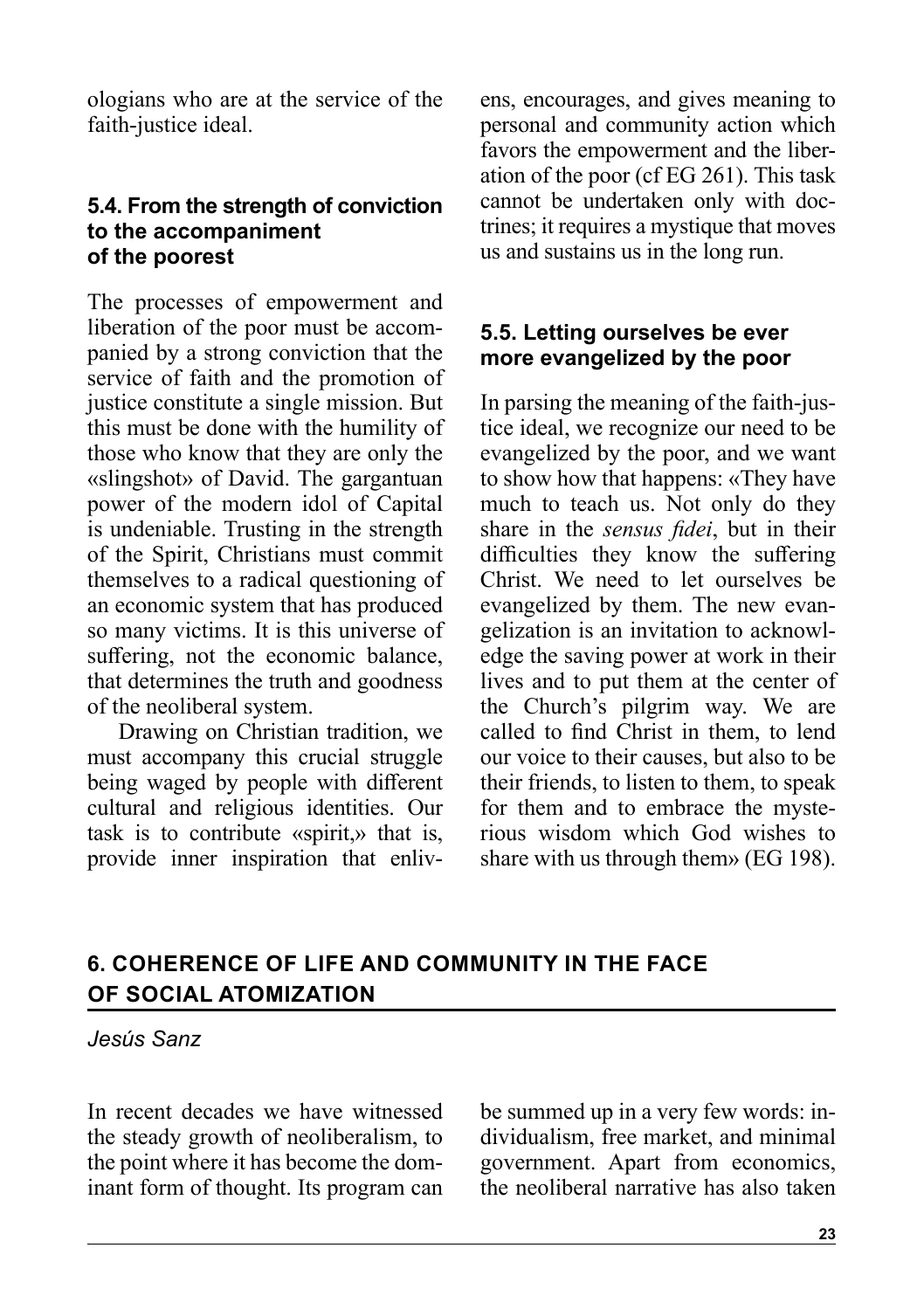ologians who are at the service of the faith-justice ideal.

### 5.4. From the strength of conviction to the accompaniment of the poorest

The processes of empowerment and liberation of the poor must be accompanied by a strong conviction that the service of faith and the promotion of justice constitute a single mission. But this must be done with the humility of those who know that they are only the «slingshot» of David. The gargantuan power of the modern idol of Capital is undeniable. Trusting in the strength of the Spirit, Christians must commit themselves to a radical questioning of an economic system that has produced so many victims. It is this universe of suffering, not the economic balance, that determines the truth and goodness of the neoliberal system.

Drawing on Christian tradition, we must accompany this crucial struggle being waged by people with different cultural and religious identities. Our task is to contribute «spirit,» that is, provide inner inspiration that enlivens, encourages, and gives meaning to personal and community action which favors the empowerment and the liberation of the poor (cf EG 261). This task cannot be undertaken only with doctrines; it requires a mystique that moves us and sustains us in the long run.

### 5.5. Letting ourselves be ever more evangelized by the poor

In parsing the meaning of the faith-justice ideal, we recognize our need to be evangelized by the poor, and we want to show how that happens: «They have much to teach us. Not only do they share in the *sensus fidei*, but in their difficulties they know the suffering Christ. We need to let ourselves be evangelized by them. The new evangelization is an invitation to acknowledge the saving power at work in their lives and to put them at the center of the Church's pilgrim way. We are called to find Christ in them, to lend our voice to their causes, but also to be their friends, to listen to them, to speak for them and to embrace the mysterious wisdom which God wishes to share with us through them» (EG 198).

## 6. COHERENCE OF LIFE AND COMMUNITY IN THE FACE OF SOCIAL ATOMIZATION

*Jesús Sanz*

In recent decades we have witnessed the steady growth of neoliberalism, to the point where it has become the dominant form of thought. Its program can be summed up in a very few words: individualism, free market, and minimal government. Apart from economics, the neoliberal narrative has also taken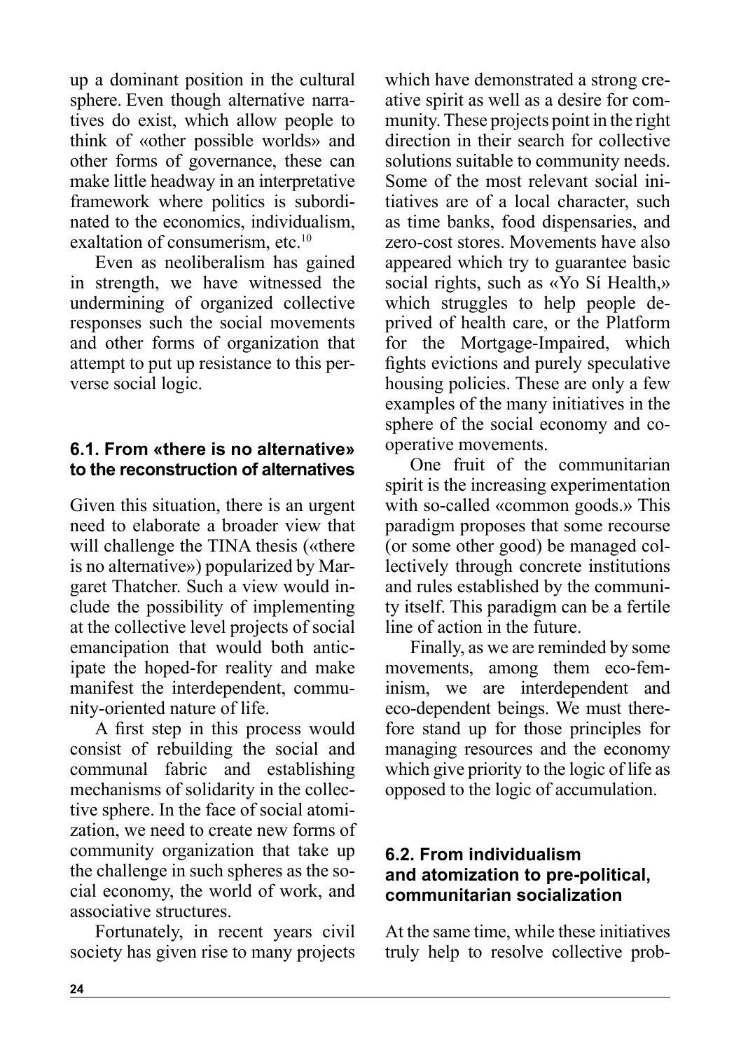up a dominant position in the cultural sphere. Even though alternative narratives do exist, which allow people to think of «other possible worlds» and other forms of governance, these can make little headway in an interpretative framework where politics is subordinated to the economics, individualism, exaltation of consumerism, etc.[10]

Even as neoliberalism has gained in strength, we have witnessed the undermining of organized collective responses such the social movements and other forms of organization that attempt to put up resistance to this perverse social logic.

### 6.1. From «there is no alternative» to the reconstruction of alternatives

Given this situation, there is an urgent need to elaborate a broader view that will challenge the TINA thesis («there is no alternative») popularized by Margaret Thatcher. Such a view would include the possibility of implementing at the collective level projects of social emancipation that would both anticipate the hoped-for reality and make manifest the interdependent, community-oriented nature of life.

A first step in this process would consist of rebuilding the social and communal fabric and establishing mechanisms of solidarity in the collective sphere. In the face of social atomization, we need to create new forms of community organization that take up the challenge in such spheres as the social economy, the world of work, and associative structures.

Fortunately, in recent years civil society has given rise to many projects which have demonstrated a strong creative spirit as well as a desire for community. These projects point in the right direction in their search for collective solutions suitable to community needs. Some of the most relevant social initiatives are of a local character, such as time banks, food dispensaries, and zero-cost stores. Movements have also appeared which try to guarantee basic social rights, such as «Yo Sí Health,» which struggles to help people deprived of health care, or the Platform for the Mortgage-Impaired, which fights evictions and purely speculative housing policies. These are only a few examples of the many initiatives in the sphere of the social economy and cooperative movements.

One fruit of the communitarian spirit is the increasing experimentation with so-called «common goods.» This paradigm proposes that some recourse (or some other good) be managed collectively through concrete institutions and rules established by the community itself. This paradigm can be a fertile line of action in the future.

Finally, as we are reminded by some movements, among them eco-feminism, we are interdependent and eco-dependent beings. We must therefore stand up for those principles for managing resources and the economy which give priority to the logic of life as opposed to the logic of accumulation.

### 6.2. From individualism and atomization to pre-political, communitarian socialization

At the same time, while these initiatives truly help to resolve collective prob-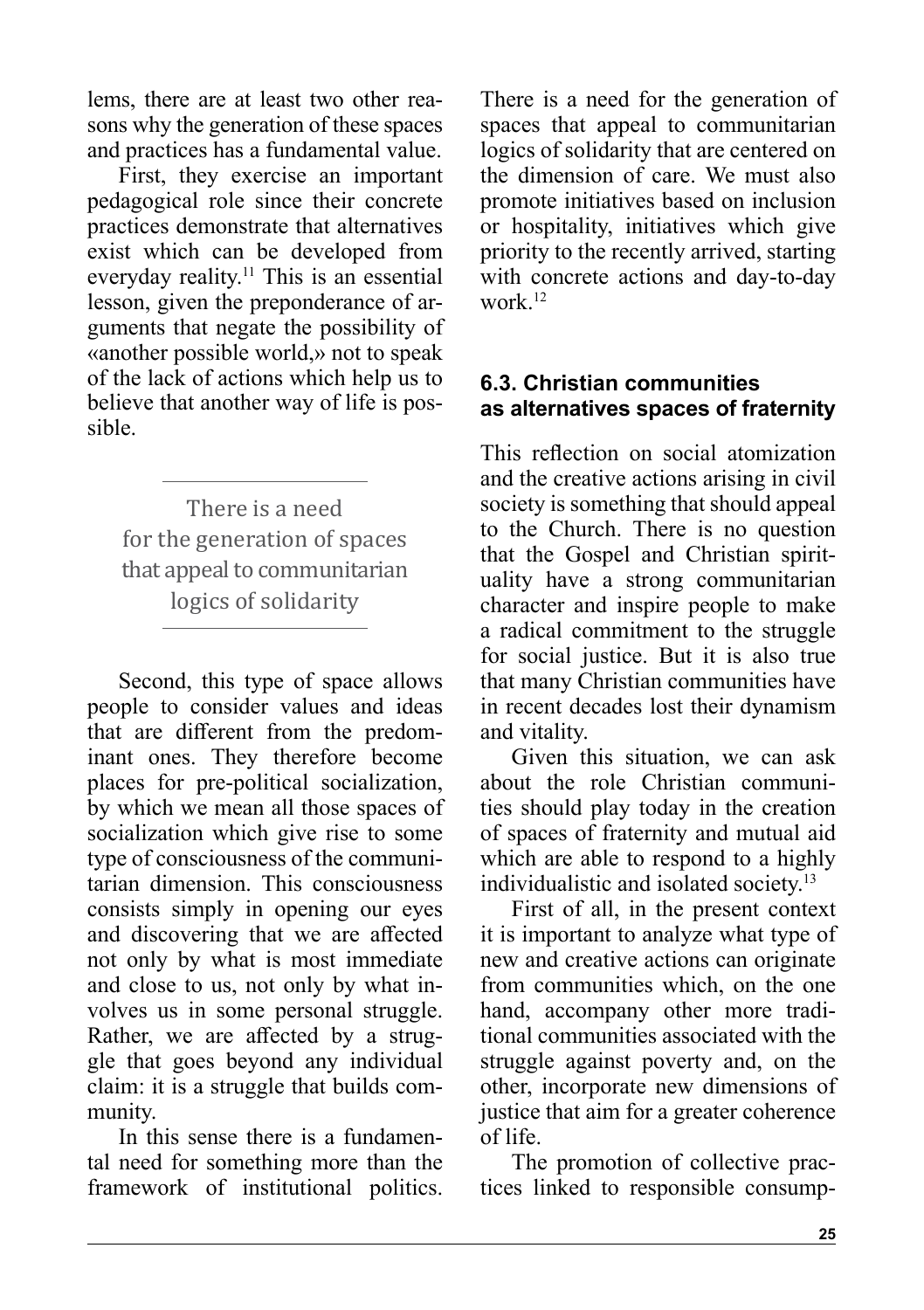lems, there are at least two other reasons why the generation of these spaces and practices has a fundamental value.

First, they exercise an important pedagogical role since their concrete practices demonstrate that alternatives exist which can be developed from everyday reality.[11] This is an essential lesson, given the preponderance of arguments that negate the possibility of «another possible world,» not to speak of the lack of actions which help us to believe that another way of life is possible.

> There is a need for the generation of spaces that appeal to communitarian logics of solidarity

Second, this type of space allows people to consider values and ideas that are different from the predominant ones. They therefore become places for pre-political socialization, by which we mean all those spaces of socialization which give rise to some type of consciousness of the communitarian dimension. This consciousness consists simply in opening our eyes and discovering that we are affected not only by what is most immediate and close to us, not only by what involves us in some personal struggle. Rather, we are affected by a struggle that goes beyond any individual claim: it is a struggle that builds community.

In this sense there is a fundamental need for something more than the framework of institutional politics. There is a need for the generation of spaces that appeal to communitarian logics of solidarity that are centered on the dimension of care. We must also promote initiatives based on inclusion or hospitality, initiatives which give priority to the recently arrived, starting with concrete actions and day-to-day work.[12]

### 6.3. Christian communities as alternatives spaces of fraternity

This reflection on social atomization and the creative actions arising in civil society is something that should appeal to the Church. There is no question that the Gospel and Christian spirituality have a strong communitarian character and inspire people to make a radical commitment to the struggle for social justice. But it is also true that many Christian communities have in recent decades lost their dynamism and vitality.

Given this situation, we can ask about the role Christian communities should play today in the creation of spaces of fraternity and mutual aid which are able to respond to a highly individualistic and isolated society.[13]

First of all, in the present context it is important to analyze what type of new and creative actions can originate from communities which, on the one hand, accompany other more traditional communities associated with the struggle against poverty and, on the other, incorporate new dimensions of justice that aim for a greater coherence of life.

The promotion of collective practices linked to responsible consump-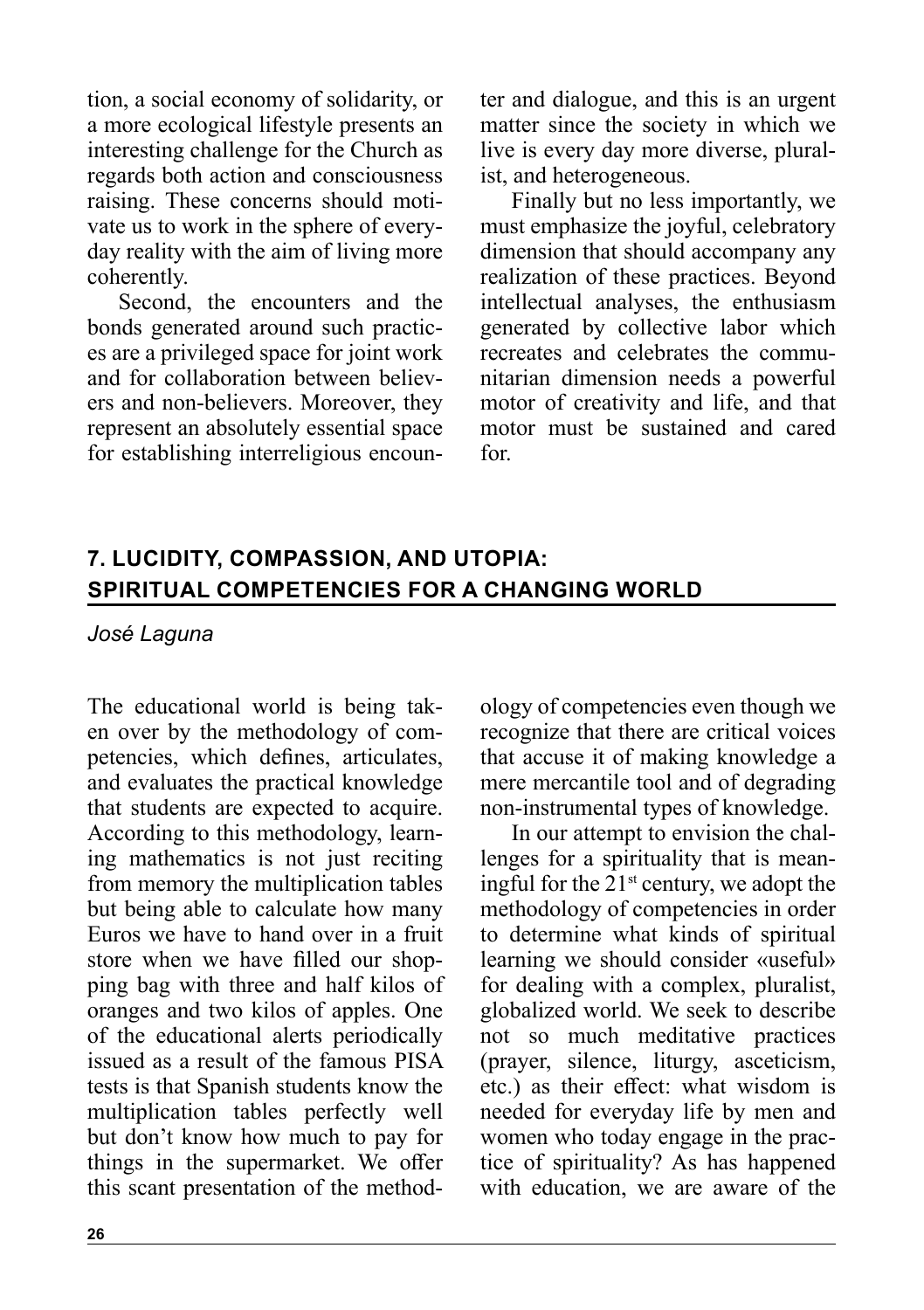tion, a social economy of solidarity, or a more ecological lifestyle presents an interesting challenge for the Church as regards both action and consciousness raising. These concerns should motivate us to work in the sphere of everyday reality with the aim of living more coherently.

Second, the encounters and the bonds generated around such practices are a privileged space for joint work and for collaboration between believers and non-believers. Moreover, they represent an absolutely essential space for establishing interreligious encounter and dialogue, and this is an urgent matter since the society in which we live is every day more diverse, pluralist, and heterogeneous.

Finally but no less importantly, we must emphasize the joyful, celebratory dimension that should accompany any realization of these practices. Beyond intellectual analyses, the enthusiasm generated by collective labor which recreates and celebrates the communitarian dimension needs a powerful motor of creativity and life, and that motor must be sustained and cared for.

## 7. LUCIDITY, COMPASSION, AND UTOPIA: SPIRITUAL COMPETENCIES FOR A CHANGING WORLD

*José Laguna*

The educational world is being taken over by the methodology of competencies, which defines, articulates, and evaluates the practical knowledge that students are expected to acquire. According to this methodology, learning mathematics is not just reciting from memory the multiplication tables but being able to calculate how many Euros we have to hand over in a fruit store when we have filled our shopping bag with three and half kilos of oranges and two kilos of apples. One of the educational alerts periodically issued as a result of the famous PISA tests is that Spanish students know the multiplication tables perfectly well but don't know how much to pay for things in the supermarket. We offer this scant presentation of the methodology of competencies even though we recognize that there are critical voices that accuse it of making knowledge a mere mercantile tool and of degrading non-instrumental types of knowledge.

In our attempt to envision the challenges for a spirituality that is meaningful for the 21st century, we adopt the methodology of competencies in order to determine what kinds of spiritual learning we should consider «useful» for dealing with a complex, pluralist, globalized world. We seek to describe not so much meditative practices (prayer, silence, liturgy, asceticism, etc.) as their effect: what wisdom is needed for everyday life by men and women who today engage in the practice of spirituality? As has happened with education, we are aware of the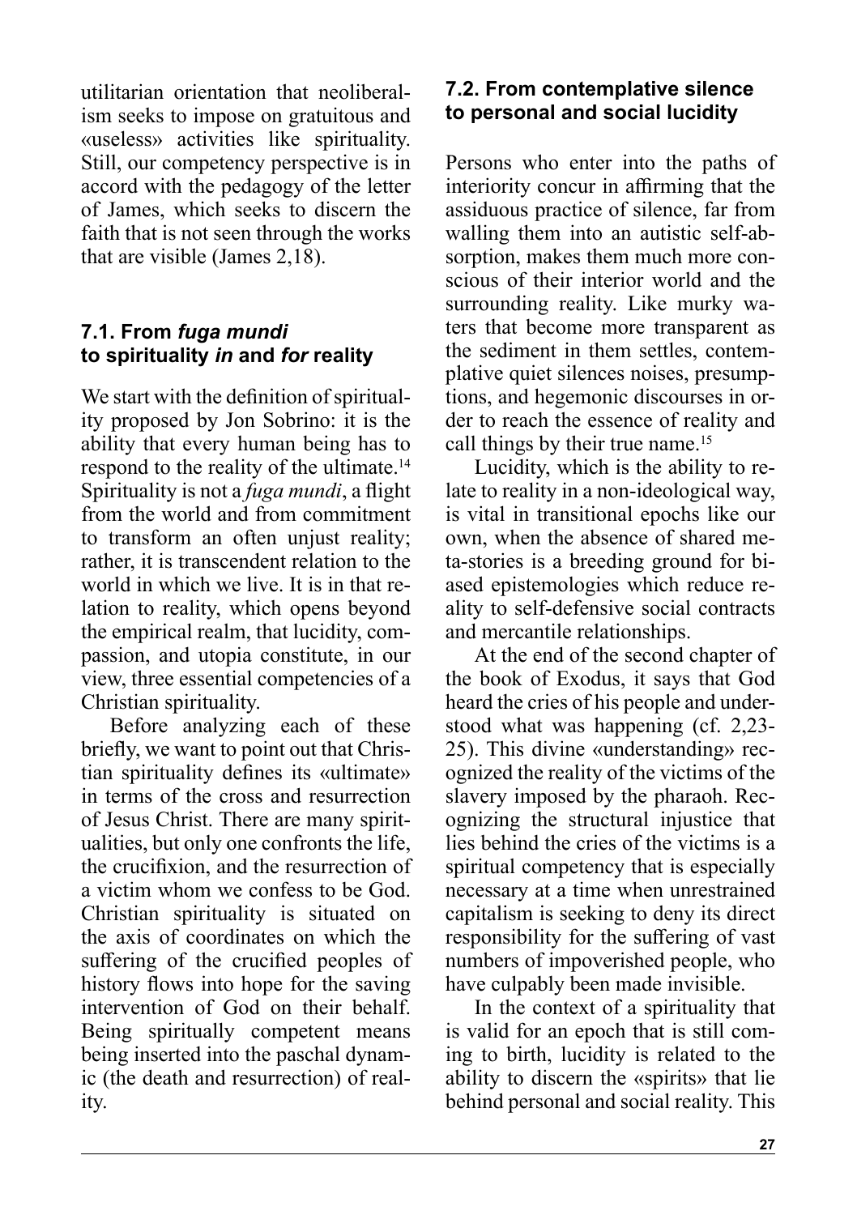utilitarian orientation that neoliberalism seeks to impose on gratuitous and «useless» activities like spirituality. Still, our competency perspective is in accord with the pedagogy of the letter of James, which seeks to discern the faith that is not seen through the works that are visible (James 2,18).

### 7.1. From *fuga mundi* to spirituality *in* and *for* reality

We start with the definition of spirituality proposed by Jon Sobrino: it is the ability that every human being has to respond to the reality of the ultimate.[14] Spirituality is not a *fuga mundi*, a flight from the world and from commitment to transform an often unjust reality; rather, it is transcendent relation to the world in which we live. It is in that relation to reality, which opens beyond the empirical realm, that lucidity, compassion, and utopia constitute, in our view, three essential competencies of a Christian spirituality.

Before analyzing each of these briefly, we want to point out that Christian spirituality defines its «ultimate» in terms of the cross and resurrection of Jesus Christ. There are many spiritualities, but only one confronts the life, the crucifixion, and the resurrection of a victim whom we confess to be God. Christian spirituality is situated on the axis of coordinates on which the suffering of the crucified peoples of history flows into hope for the saving intervention of God on their behalf. Being spiritually competent means being inserted into the paschal dynamic (the death and resurrection) of reality.

### 7.2. From contemplative silence to personal and social lucidity

Persons who enter into the paths of interiority concur in affirming that the assiduous practice of silence, far from walling them into an autistic self-absorption, makes them much more conscious of their interior world and the surrounding reality. Like murky waters that become more transparent as the sediment in them settles, contemplative quiet silences noises, presumptions, and hegemonic discourses in order to reach the essence of reality and call things by their true name.[15]

Lucidity, which is the ability to relate to reality in a non-ideological way, is vital in transitional epochs like our own, when the absence of shared meta-stories is a breeding ground for biased epistemologies which reduce reality to self-defensive social contracts and mercantile relationships.

At the end of the second chapter of the book of Exodus, it says that God heard the cries of his people and understood what was happening (cf. 2,23-25). This divine «understanding» recognized the reality of the victims of the slavery imposed by the pharaoh. Recognizing the structural injustice that lies behind the cries of the victims is a spiritual competency that is especially necessary at a time when unrestrained capitalism is seeking to deny its direct responsibility for the suffering of vast numbers of impoverished people, who have culpably been made invisible.

In the context of a spirituality that is valid for an epoch that is still coming to birth, lucidity is related to the ability to discern the «spirits» that lie behind personal and social reality. This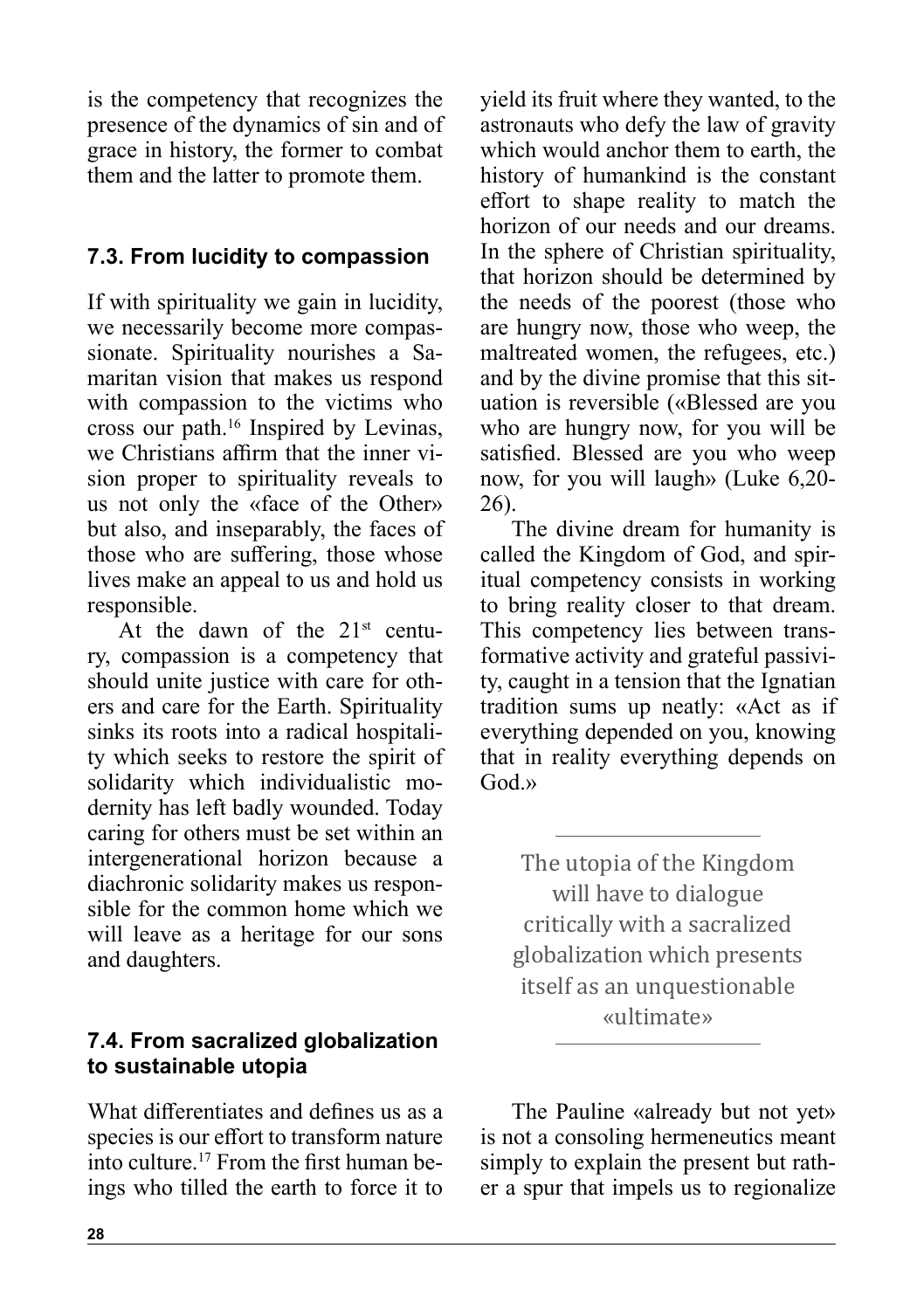is the competency that recognizes the presence of the dynamics of sin and of grace in history, the former to combat them and the latter to promote them.

### 7.3. From lucidity to compassion

If with spirituality we gain in lucidity, we necessarily become more compassionate. Spirituality nourishes a Samaritan vision that makes us respond with compassion to the victims who cross our path.[16] Inspired by Levinas, we Christians affirm that the inner vision proper to spirituality reveals to us not only the «face of the Other» but also, and inseparably, the faces of those who are suffering, those whose lives make an appeal to us and hold us responsible.

At the dawn of the 21st century, compassion is a competency that should unite justice with care for others and care for the Earth. Spirituality sinks its roots into a radical hospitality which seeks to restore the spirit of solidarity which individualistic modernity has left badly wounded. Today caring for others must be set within an intergenerational horizon because a diachronic solidarity makes us responsible for the common home which we will leave as a heritage for our sons and daughters.

### 7.4. From sacralized globalization to sustainable utopia

What differentiates and defines us as a species is our effort to transform nature into culture.[17] From the first human beings who tilled the earth to force it to yield its fruit where they wanted, to the astronauts who defy the law of gravity which would anchor them to earth, the history of humankind is the constant effort to shape reality to match the horizon of our needs and our dreams. In the sphere of Christian spirituality, that horizon should be determined by the needs of the poorest (those who are hungry now, those who weep, the maltreated women, the refugees, etc.) and by the divine promise that this situation is reversible («Blessed are you who are hungry now, for you will be satisfied. Blessed are you who weep now, for you will laugh» (Luke 6,20-26).

The divine dream for humanity is called the Kingdom of God, and spiritual competency consists in working to bring reality closer to that dream. This competency lies between transformative activity and grateful passivity, caught in a tension that the Ignatian tradition sums up neatly: «Act as if everything depended on you, knowing that in reality everything depends on God.»

> The utopia of the Kingdom will have to dialogue critically with a sacralized globalization which presents itself as an unquestionable «ultimate»

The Pauline «already but not yet» is not a consoling hermeneutics meant simply to explain the present but rather a spur that impels us to regionalize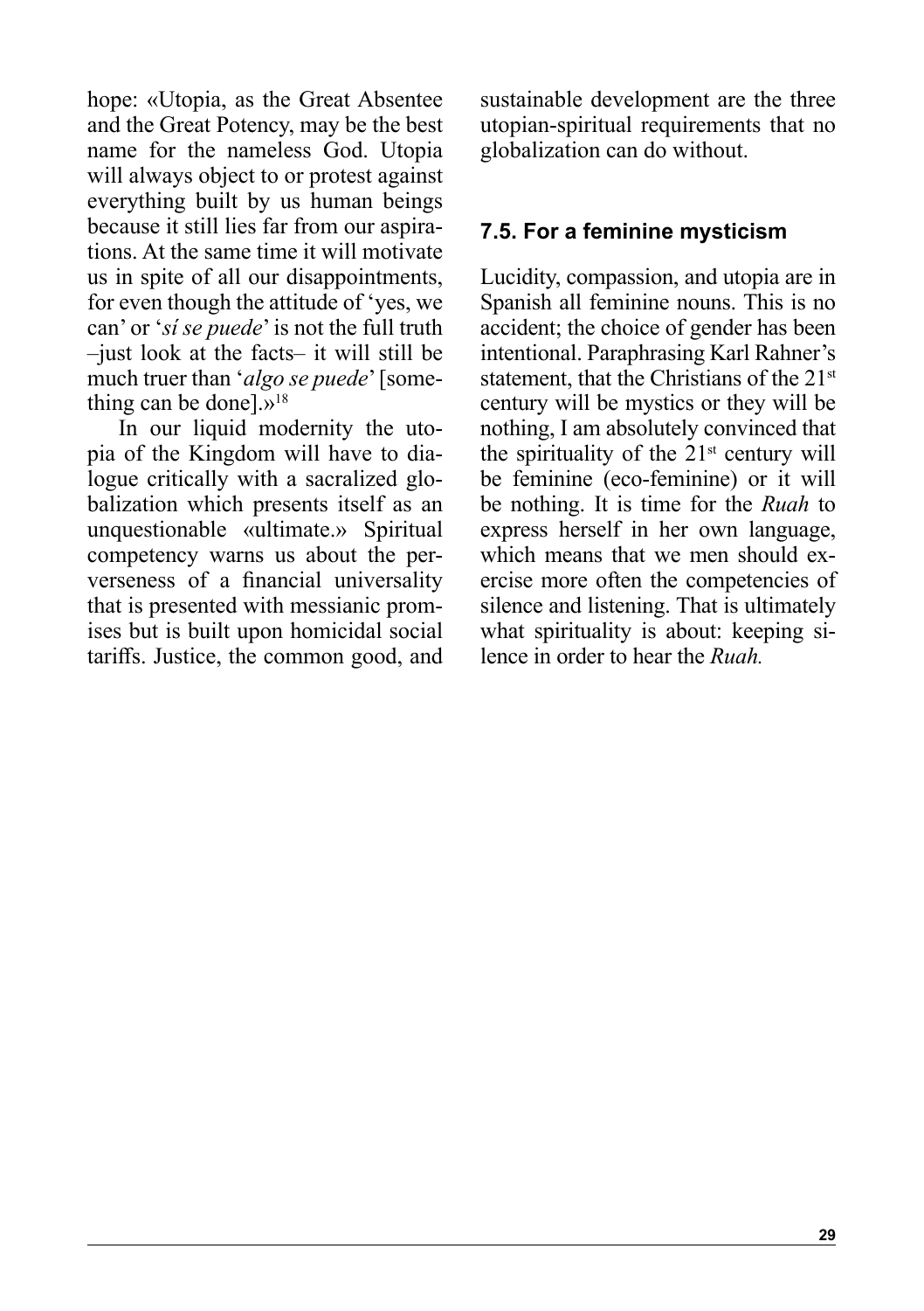hope: «Utopia, as the Great Absentee and the Great Potency, may be the best name for the nameless God. Utopia will always object to or protest against everything built by us human beings because it still lies far from our aspirations. At the same time it will motivate us in spite of all our disappointments, for even though the attitude of 'yes, we can' or '*sí se puede*' is not the full truth –just look at the facts– it will still be much truer than '*algo se puede*' [something can be done].»[18]

In our liquid modernity the utopia of the Kingdom will have to dialogue critically with a sacralized globalization which presents itself as an unquestionable «ultimate.» Spiritual competency warns us about the perverseness of a financial universality that is presented with messianic promises but is built upon homicidal social tariffs. Justice, the common good, and sustainable development are the three utopian-spiritual requirements that no globalization can do without.

### 7.5. For a feminine mysticism

Lucidity, compassion, and utopia are in Spanish all feminine nouns. This is no accident; the choice of gender has been intentional. Paraphrasing Karl Rahner's statement, that the Christians of the 21st century will be mystics or they will be nothing, I am absolutely convinced that the spirituality of the 21st century will be feminine (eco-feminine) or it will be nothing. It is time for the *Ruah* to express herself in her own language, which means that we men should exercise more often the competencies of silence and listening. That is ultimately what spirituality is about: keeping silence in order to hear the *Ruah.*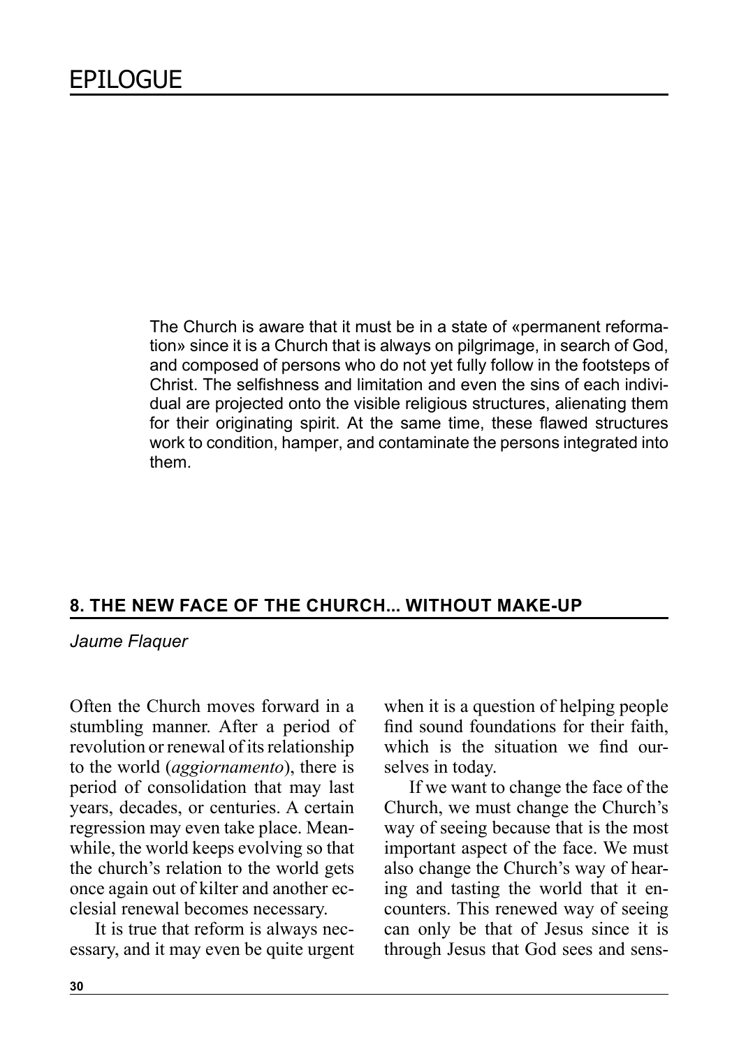# EPILOGUE

The Church is aware that it must be in a state of «permanent reformation» since it is a Church that is always on pilgrimage, in search of God, and composed of persons who do not yet fully follow in the footsteps of Christ. The selfishness and limitation and even the sins of each individual are projected onto the visible religious structures, alienating them for their originating spirit. At the same time, these flawed structures work to condition, hamper, and contaminate the persons integrated into them.

## 8. THE NEW FACE OF THE CHURCH... WITHOUT MAKE-UP

*Jaume Flaquer*

Often the Church moves forward in a stumbling manner. After a period of revolution or renewal of its relationship to the world (*aggiornamento*), there is period of consolidation that may last years, decades, or centuries. A certain regression may even take place. Meanwhile, the world keeps evolving so that the church's relation to the world gets once again out of kilter and another ecclesial renewal becomes necessary.

It is true that reform is always necessary, and it may even be quite urgent when it is a question of helping people find sound foundations for their faith, which is the situation we find ourselves in today.

If we want to change the face of the Church, we must change the Church's way of seeing because that is the most important aspect of the face. We must also change the Church's way of hearing and tasting the world that it encounters. This renewed way of seeing can only be that of Jesus since it is through Jesus that God sees and sens-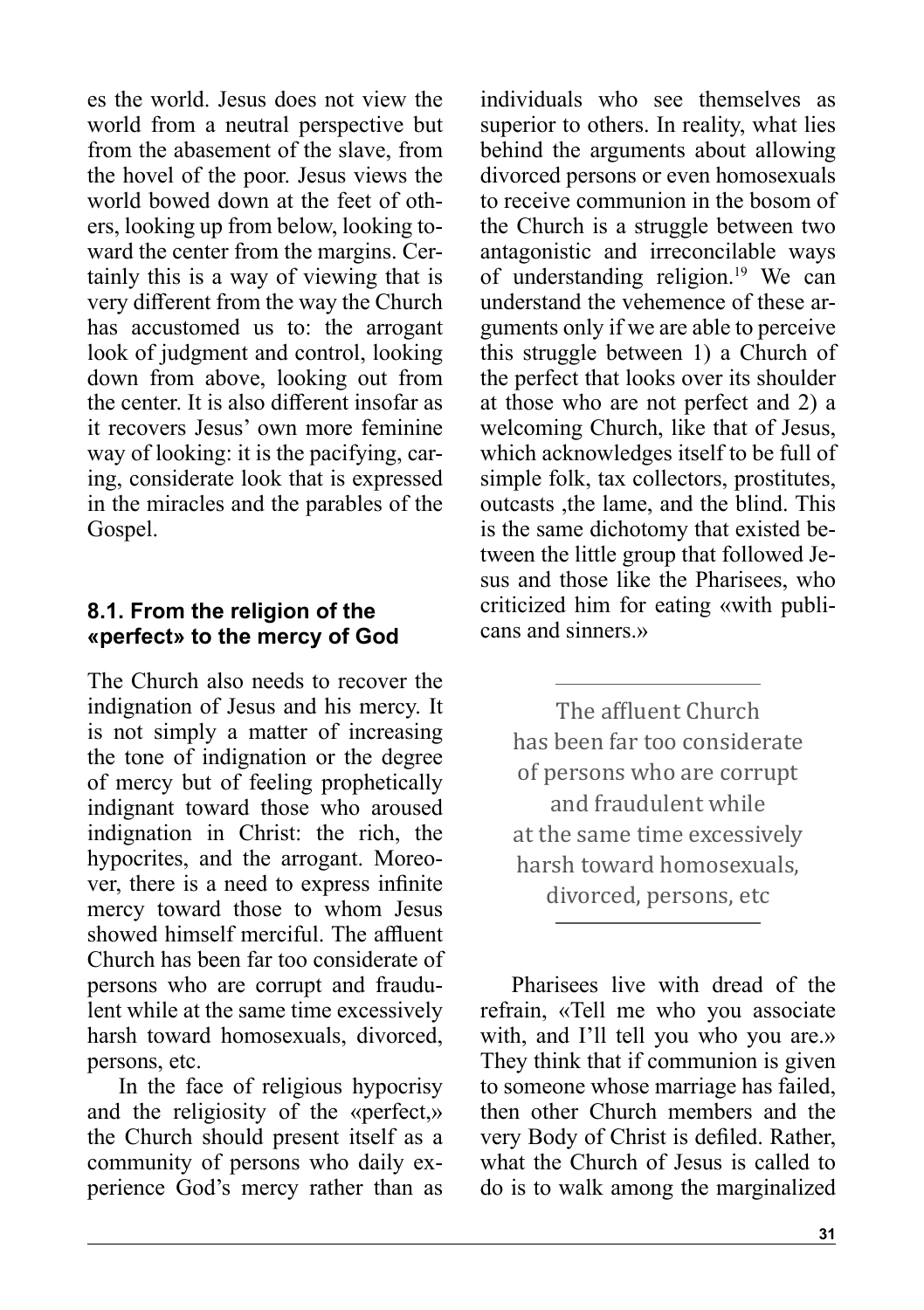es the world. Jesus does not view the world from a neutral perspective but from the abasement of the slave, from the hovel of the poor. Jesus views the world bowed down at the feet of others, looking up from below, looking toward the center from the margins. Certainly this is a way of viewing that is very different from the way the Church has accustomed us to: the arrogant look of judgment and control, looking down from above, looking out from the center. It is also different insofar as it recovers Jesus' own more feminine way of looking: it is the pacifying, caring, considerate look that is expressed in the miracles and the parables of the Gospel.

### 8.1. From the religion of the «perfect» to the mercy of God

The Church also needs to recover the indignation of Jesus and his mercy. It is not simply a matter of increasing the tone of indignation or the degree of mercy but of feeling prophetically indignant toward those who aroused indignation in Christ: the rich, the hypocrites, and the arrogant. Moreover, there is a need to express infinite mercy toward those to whom Jesus showed himself merciful. The affluent Church has been far too considerate of persons who are corrupt and fraudulent while at the same time excessively harsh toward homosexuals, divorced, persons, etc.

In the face of religious hypocrisy and the religiosity of the «perfect,» the Church should present itself as a community of persons who daily experience God's mercy rather than as individuals who see themselves as superior to others. In reality, what lies behind the arguments about allowing divorced persons or even homosexuals to receive communion in the bosom of the Church is a struggle between two antagonistic and irreconcilable ways of understanding religion.[19] We can understand the vehemence of these arguments only if we are able to perceive this struggle between 1) a Church of the perfect that looks over its shoulder at those who are not perfect and 2) a welcoming Church, like that of Jesus, which acknowledges itself to be full of simple folk, tax collectors, prostitutes, outcasts ,the lame, and the blind. This is the same dichotomy that existed between the little group that followed Jesus and those like the Pharisees, who criticized him for eating «with publicans and sinners.»

> The affluent Church has been far too considerate of persons who are corrupt and fraudulent while at the same time excessively harsh toward homosexuals, divorced, persons, etc

Pharisees live with dread of the refrain, «Tell me who you associate with, and I'll tell you who you are.» They think that if communion is given to someone whose marriage has failed, then other Church members and the very Body of Christ is defiled. Rather, what the Church of Jesus is called to do is to walk among the marginalized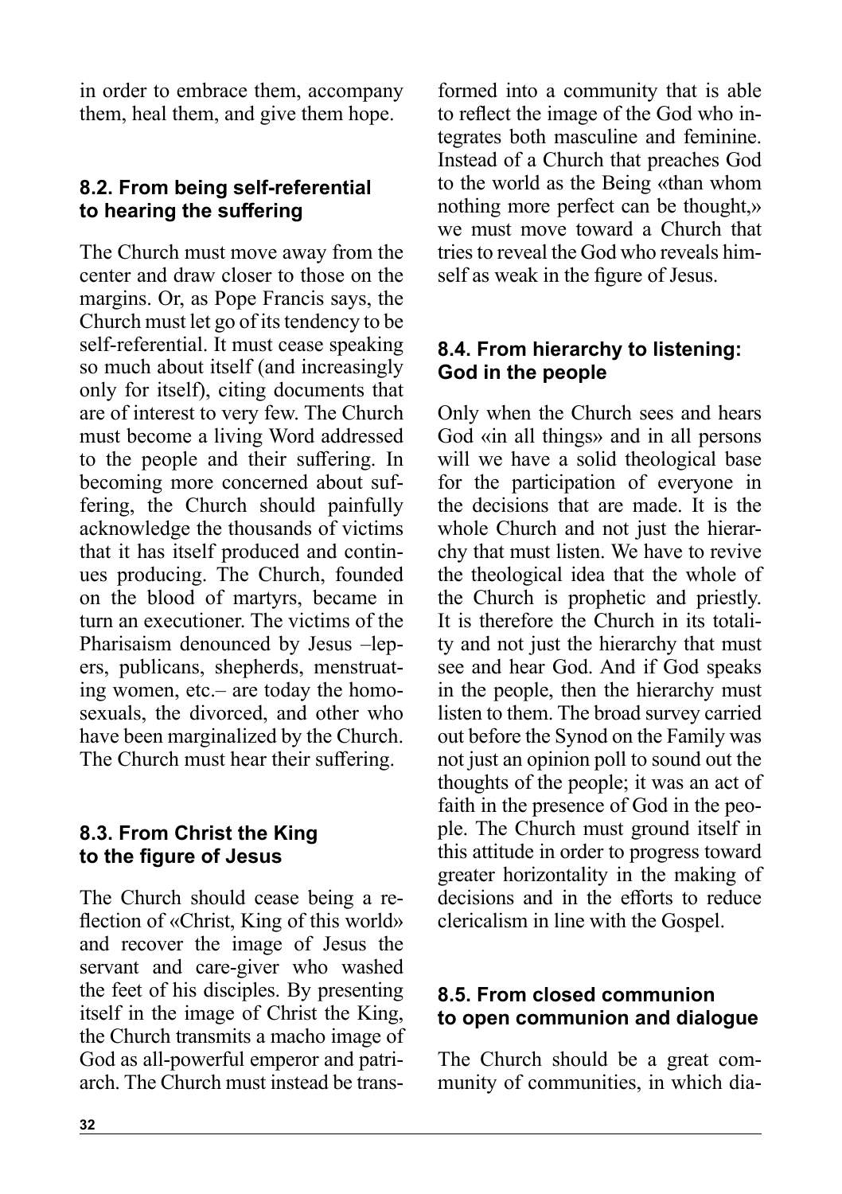in order to embrace them, accompany them, heal them, and give them hope.

### 8.2. From being self-referential to hearing the suffering

The Church must move away from the center and draw closer to those on the margins. Or, as Pope Francis says, the Church must let go of its tendency to be self-referential. It must cease speaking so much about itself (and increasingly only for itself), citing documents that are of interest to very few. The Church must become a living Word addressed to the people and their suffering. In becoming more concerned about suffering, the Church should painfully acknowledge the thousands of victims that it has itself produced and continues producing. The Church, founded on the blood of martyrs, became in turn an executioner. The victims of the Pharisaism denounced by Jesus –lepers, publicans, shepherds, menstruating women, etc.– are today the homosexuals, the divorced, and other who have been marginalized by the Church. The Church must hear their suffering.

### 8.3. From Christ the King to the figure of Jesus

The Church should cease being a reflection of «Christ, King of this world» and recover the image of Jesus the servant and care-giver who washed the feet of his disciples. By presenting itself in the image of Christ the King, the Church transmits a macho image of God as all-powerful emperor and patriarch. The Church must instead be transformed into a community that is able to reflect the image of the God who integrates both masculine and feminine. Instead of a Church that preaches God to the world as the Being «than whom nothing more perfect can be thought,» we must move toward a Church that tries to reveal the God who reveals himself as weak in the figure of Jesus.

### 8.4. From hierarchy to listening: God in the people

Only when the Church sees and hears God «in all things» and in all persons will we have a solid theological base for the participation of everyone in the decisions that are made. It is the whole Church and not just the hierarchy that must listen. We have to revive the theological idea that the whole of the Church is prophetic and priestly. It is therefore the Church in its totality and not just the hierarchy that must see and hear God. And if God speaks in the people, then the hierarchy must listen to them. The broad survey carried out before the Synod on the Family was not just an opinion poll to sound out the thoughts of the people; it was an act of faith in the presence of God in the people. The Church must ground itself in this attitude in order to progress toward greater horizontality in the making of decisions and in the efforts to reduce clericalism in line with the Gospel.

### 8.5. From closed communion to open communion and dialogue

The Church should be a great community of communities, in which dia-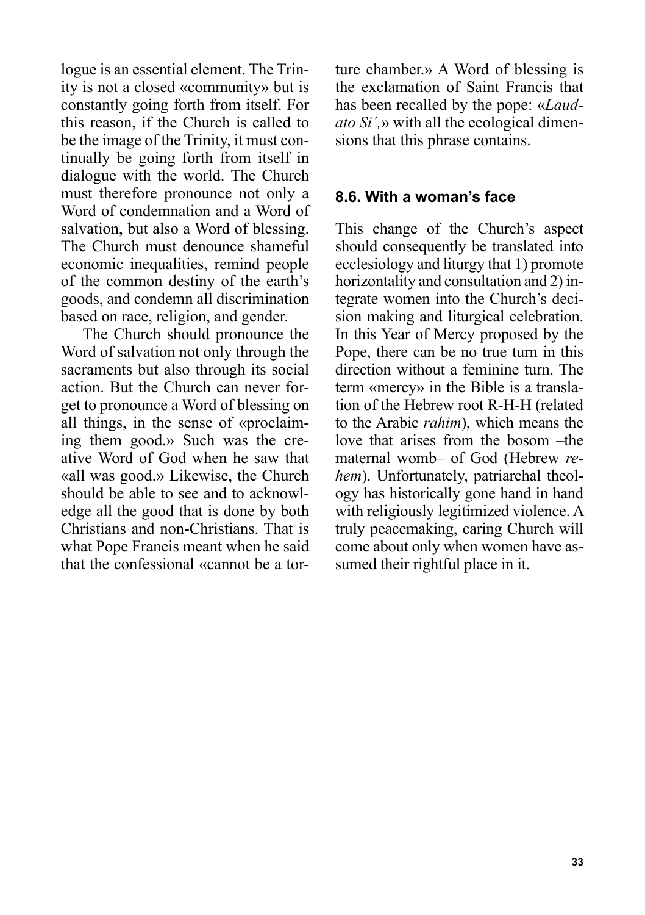logue is an essential element. The Trinity is not a closed «community» but is constantly going forth from itself. For this reason, if the Church is called to be the image of the Trinity, it must continually be going forth from itself in dialogue with the world. The Church must therefore pronounce not only a Word of condemnation and a Word of salvation, but also a Word of blessing. The Church must denounce shameful economic inequalities, remind people of the common destiny of the earth's goods, and condemn all discrimination based on race, religion, and gender.

The Church should pronounce the Word of salvation not only through the sacraments but also through its social action. But the Church can never forget to pronounce a Word of blessing on all things, in the sense of «proclaiming them good.» Such was the creative Word of God when he saw that «all was good.» Likewise, the Church should be able to see and to acknowledge all the good that is done by both Christians and non-Christians. That is what Pope Francis meant when he said that the confessional «cannot be a torture chamber.» A Word of blessing is the exclamation of Saint Francis that has been recalled by the pope: «*Laudato Si´,*» with all the ecological dimensions that this phrase contains.

### 8.6. With a woman's face

This change of the Church's aspect should consequently be translated into ecclesiology and liturgy that 1) promote horizontality and consultation and 2) integrate women into the Church's decision making and liturgical celebration. In this Year of Mercy proposed by the Pope, there can be no true turn in this direction without a feminine turn. The term «mercy» in the Bible is a translation of the Hebrew root R-H-H (related to the Arabic *rahim*), which means the love that arises from the bosom –the maternal womb– of God (Hebrew *rehem*). Unfortunately, patriarchal theology has historically gone hand in hand with religiously legitimized violence. A truly peacemaking, caring Church will come about only when women have assumed their rightful place in it.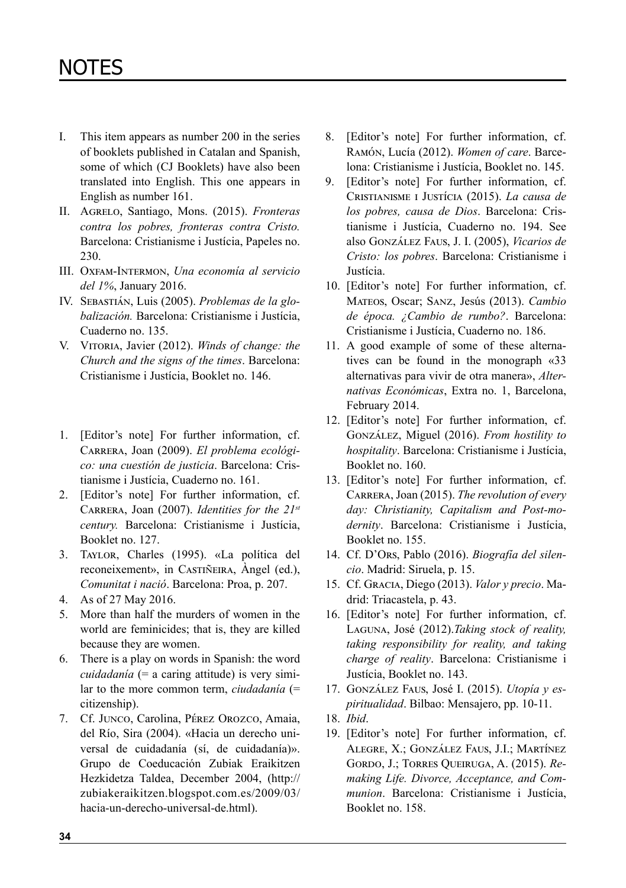# NOTES

I. This item appears as number 200 in the series of booklets published in Catalan and Spanish, some of which (CJ Booklets) have also been translated into English. This one appears in English as number 161.

II. Agrelo, Santiago, Mons. (2015). *Fronteras contra los pobres, fronteras contra Cristo.* Barcelona: Cristianisme i Justícia, Papeles no. 230.

III. Oxfam-Intermon, *Una economía al servicio del 1%*, January 2016.

IV. Sebastián, Luis (2005). *Problemas de la globalización.* Barcelona: Cristianisme i Justícia, Cuaderno no. 135.

V. Vitoria, Javier (2012). *Winds of change: the Church and the signs of the times*. Barcelona: Cristianisme i Justícia, Booklet no. 146.

1. [Editor's note] For further information, cf. Carrera, Joan (2009). *El problema ecológico: una cuestión de justicia*. Barcelona: Cristianisme i Justícia, Cuaderno no. 161.
2. [Editor's note] For further information, cf. Carrera, Joan (2007). *Identities for the 21st century.* Barcelona: Cristianisme i Justícia, Booklet no. 127.
3. Taylor, Charles (1995). «La política del reconeixement», in Castiñeira, Àngel (ed.), *Comunitat i nació*. Barcelona: Proa, p. 207.
4. As of 27 May 2016.
5. More than half the murders of women in the world are feminicides; that is, they are killed because they are women.
6. There is a play on words in Spanish: the word *cuidadanía* (= a caring attitude) is very similar to the more common term, *ciudadanía* (= citizenship).
7. Cf. Junco, Carolina, Pérez Orozco, Amaia, del Río, Sira (2004). «Hacia un derecho universal de cuidadanía (sí, de cuidadanía)». Grupo de Coeducación Zubiak Eraikitzen Hezkidetza Taldea, December 2004, (http://zubiakeraikitzen.blogspot.com.es/2009/03/hacia-un-derecho-universal-de.html).
8. [Editor's note] For further information, cf. Ramón, Lucía (2012). *Women of care*. Barcelona: Cristianisme i Justícia, Booklet no. 145.
9. [Editor's note] For further information, cf. Cristianisme i Justícia (2015). *La causa de los pobres, causa de Dios*. Barcelona: Cristianisme i Justícia, Cuaderno no. 194. See also González Faus, J. I. (2005), *Vicarios de Cristo: los pobres*. Barcelona: Cristianisme i Justícia.
10. [Editor's note] For further information, cf. Mateos, Oscar; Sanz, Jesús (2013). *Cambio de época. ¿Cambio de rumbo?*. Barcelona: Cristianisme i Justícia, Cuaderno no. 186.
11. A good example of some of these alternatives can be found in the monograph «33 alternativas para vivir de otra manera», *Alternativas Económicas*, Extra no. 1, Barcelona, February 2014.
12. [Editor's note] For further information, cf. González, Miguel (2016). *From hostility to hospitality*. Barcelona: Cristianisme i Justícia, Booklet no. 160.
13. [Editor's note] For further information, cf. Carrera, Joan (2015). *The revolution of every day: Christianity, Capitalism and Post-modernity*. Barcelona: Cristianisme i Justícia, Booklet no. 155.
14. Cf. D'Ors, Pablo (2016). *Biografía del silencio*. Madrid: Siruela, p. 15.
15. Cf. Gracia, Diego (2013). *Valor y precio*. Madrid: Triacastela, p. 43.
16. [Editor's note] For further information, cf. Laguna, José (2012).*Taking stock of reality, taking responsibility for reality, and taking charge of reality*. Barcelona: Cristianisme i Justícia, Booklet no. 143.
17. González Faus, José I. (2015). *Utopía y espiritualidad*. Bilbao: Mensajero, pp. 10-11.
18. *Ibid*.
19. [Editor's note] For further information, cf. Alegre, X.; González Faus, J.I.; Martínez Gordo, J.; Torres Queiruga, A. (2015). *Remaking Life. Divorce, Acceptance, and Communion*. Barcelona: Cristianisme i Justícia, Booklet no. 158.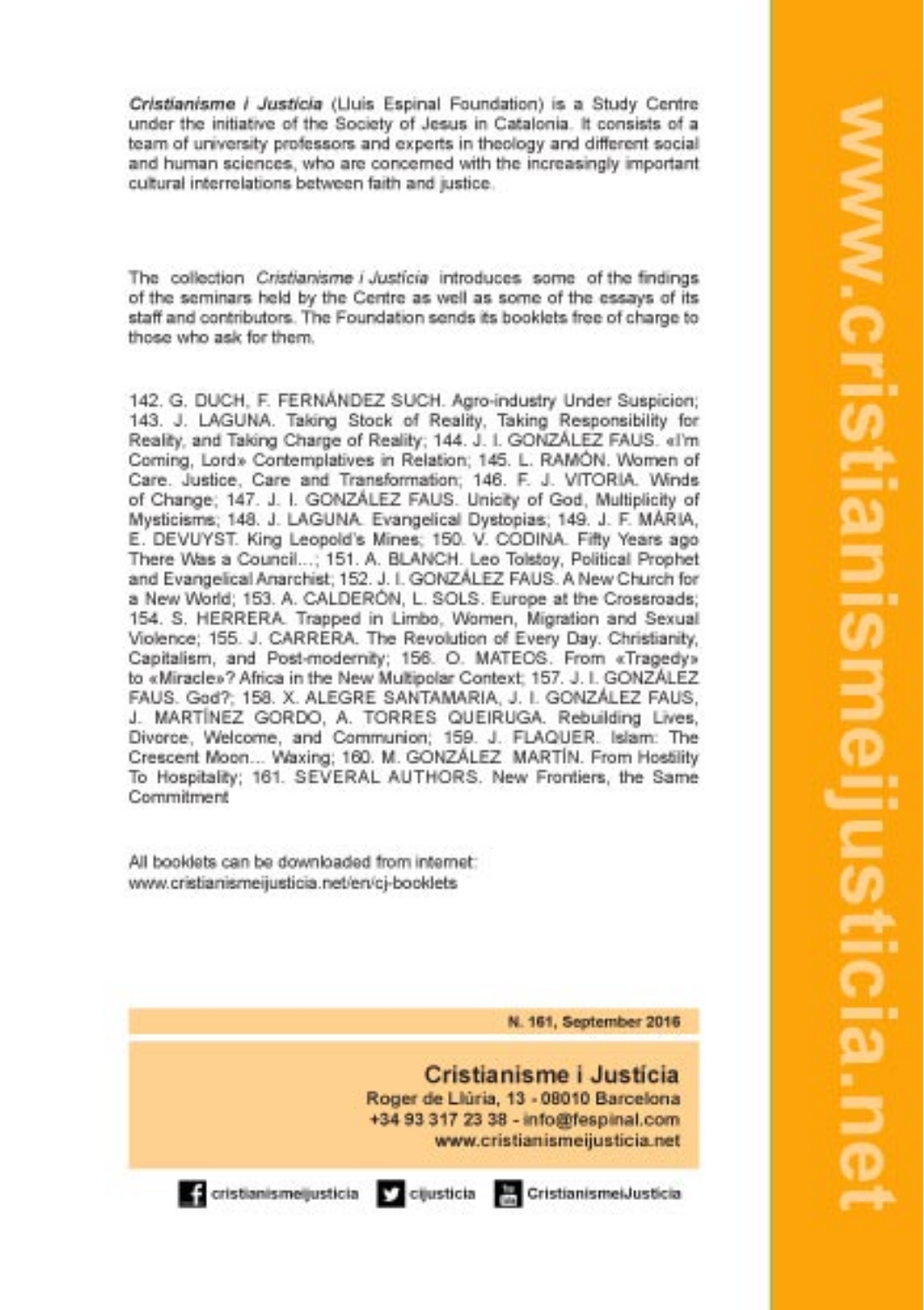*Cristianisme i Justícia* (Lluis Espinal Foundation) is a Study Centre under the initiative of the Society of Jesus in Catalonia. It consists of a team of university professors and experts in theology and different social and human sciences, who are concerned with the increasingly important cultural interrelations between faith and justice.

The collection *Cristianisme i Justícia* introduces some of the findings of the seminars held by the Centre as well as some of the essays of its staff and contributors. The Foundation sends its booklets free of charge to those who ask for them.

142. G. DUCH, F. FERNÁNDEZ SUCH. Agro-industry Under Suspicion; 143. J. LAGUNA. Taking Stock of Reality, Taking Responsibility for Reality, and Taking Charge of Reality; 144. J. I. GONZÁLEZ FAUS. «I'm Coming, Lord» Contemplatives in Relation; 145. L. RAMÓN. Women of Care. Justice, Care and Transformation; 146. F. J. VITORIA. Winds of Change; 147. J. I. GONZÁLEZ FAUS. Unicity of God, Multiplicity of Mysticisms; 148. J. LAGUNA. Evangelical Dystopias; 149. J. F. MÀRIA, E. DEVUYST. King Leopold's Mines; 150. V. CODINA. Fifty Years ago There Was a Council...; 151. A. BLANCH. Leo Tolstoy, Political Prophet and Evangelical Anarchist; 152. J. I. GONZÁLEZ FAUS. A New Church for a New World; 153. A. CALDERÓN, L. SOLS. Europe at the Crossroads; 154. S. HERRERA. Trapped in Limbo, Women, Migration and Sexual Violence; 155. J. CARRERA. The Revolution of Every Day. Christianity, Capitalism, and Post-modernity; 156. O. MATEOS. From «Tragedy» to «Miracle»? Africa in the New Multipolar Context; 157. J. I. GONZÁLEZ FAUS. God?; 158. X. ALEGRE SANTAMARIA, J. I. GONZÁLEZ FAUS, J. MARTÍNEZ GORDO, A. TORRES QUEIRUGA. Rebuilding Lives, Divorce, Welcome, and Communion; 159. J. FLAQUER. Islam: The Crescent Moon... Waxing; 160. M. GONZÁLEZ MARTÍN. From Hostility To Hospitality; 161. SEVERAL AUTHORS. New Frontiers, the Same Commitment

All booklets can be downloaded from internet:
www.cristianismeijusticia.net/en/cj-booklets

**N. 161, September 2016**

**Cristianisme i Justícia**
Roger de Llúria, 13 - 08010 Barcelona
+34 93 317 23 38 - info@fespinal.com
www.cristianismeijusticia.net

cristianismeijusticia · cijusticia · CristianismeiJusticia

www.cristianismeijusticia.net